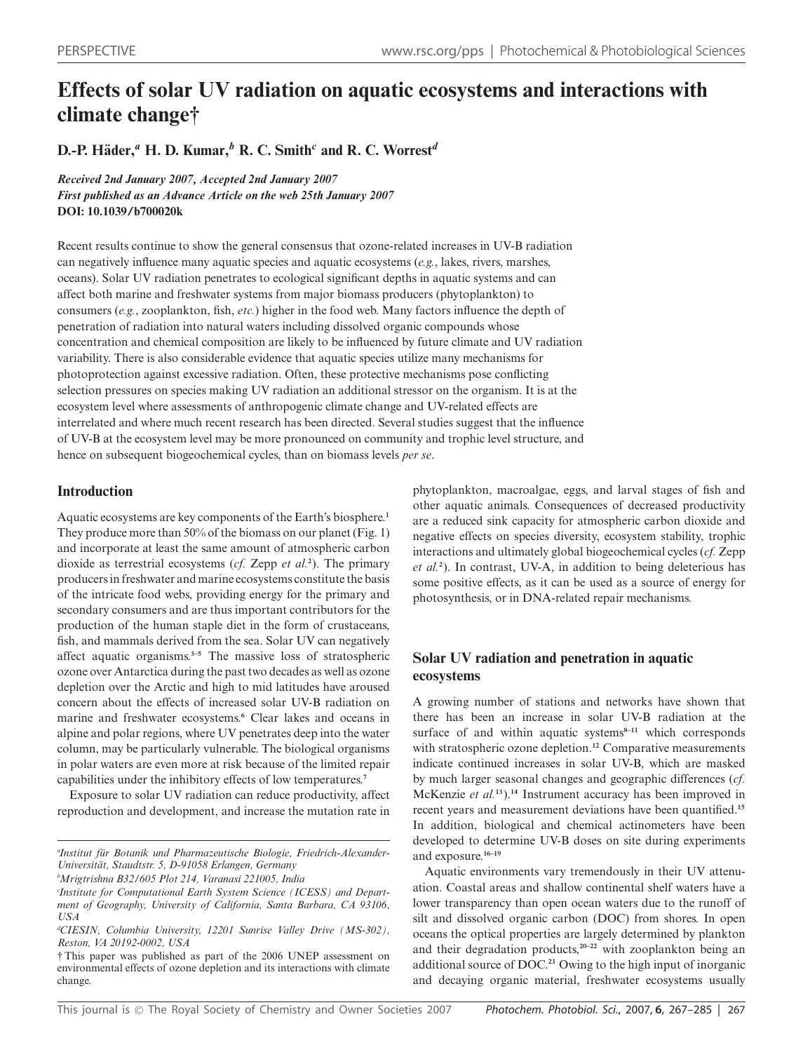# Effects of solar UV radiation on aquatic ecosystems and interactions with climate change†

**D.-P. Häder,[a] H. D. Kumar,[b] R. C. Smith[c] and R. C. Worrest[d]**

*Received 2nd January 2007, Accepted 2nd January 2007*
*First published as an Advance Article on the web 25th January 2007*
**DOI: 10.1039/b700020k**

Recent results continue to show the general consensus that ozone-related increases in UV-B radiation can negatively influence many aquatic species and aquatic ecosystems (*e.g.*, lakes, rivers, marshes, oceans). Solar UV radiation penetrates to ecological significant depths in aquatic systems and can affect both marine and freshwater systems from major biomass producers (phytoplankton) to consumers (*e.g.*, zooplankton, fish, *etc.*) higher in the food web. Many factors influence the depth of penetration of radiation into natural waters including dissolved organic compounds whose concentration and chemical composition are likely to be influenced by future climate and UV radiation variability. There is also considerable evidence that aquatic species utilize many mechanisms for photoprotection against excessive radiation. Often, these protective mechanisms pose conflicting selection pressures on species making UV radiation an additional stressor on the organism. It is at the ecosystem level where assessments of anthropogenic climate change and UV-related effects are interrelated and where much recent research has been directed. Several studies suggest that the influence of UV-B at the ecosystem level may be more pronounced on community and trophic level structure, and hence on subsequent biogeochemical cycles, than on biomass levels *per se*.

## Introduction

Aquatic ecosystems are key components of the Earth's biosphere.[1] They produce more than 50% of the biomass on our planet (Fig. 1) and incorporate at least the same amount of atmospheric carbon dioxide as terrestrial ecosystems (*cf.* Zepp *et al.*[2]). The primary producers in freshwater and marine ecosystems constitute the basis of the intricate food webs, providing energy for the primary and secondary consumers and are thus important contributors for the production of the human staple diet in the form of crustaceans, fish, and mammals derived from the sea. Solar UV can negatively affect aquatic organisms.[3–5] The massive loss of stratospheric ozone over Antarctica during the past two decades as well as ozone depletion over the Arctic and high to mid latitudes have aroused concern about the effects of increased solar UV-B radiation on marine and freshwater ecosystems.[6] Clear lakes and oceans in alpine and polar regions, where UV penetrates deep into the water column, may be particularly vulnerable. The biological organisms in polar waters are even more at risk because of the limited repair capabilities under the inhibitory effects of low temperatures.[7]

Exposure to solar UV radiation can reduce productivity, affect reproduction and development, and increase the mutation rate in phytoplankton, macroalgae, eggs, and larval stages of fish and other aquatic animals. Consequences of decreased productivity are a reduced sink capacity for atmospheric carbon dioxide and negative effects on species diversity, ecosystem stability, trophic interactions and ultimately global biogeochemical cycles (*cf.* Zepp *et al.*[2]). In contrast, UV-A, in addition to being deleterious has some positive effects, as it can be used as a source of energy for photosynthesis, or in DNA-related repair mechanisms.

## Solar UV radiation and penetration in aquatic ecosystems

A growing number of stations and networks have shown that there has been an increase in solar UV-B radiation at the surface of and within aquatic systems[8–11] which corresponds with stratospheric ozone depletion.[12] Comparative measurements indicate continued increases in solar UV-B, which are masked by much larger seasonal changes and geographic differences (*cf.* McKenzie *et al.*[13]).[14] Instrument accuracy has been improved in recent years and measurement deviations have been quantified.[15] In addition, biological and chemical actinometers have been developed to determine UV-B doses on site during experiments and exposure.[16–19]

Aquatic environments vary tremendously in their UV attenuation. Coastal areas and shallow continental shelf waters have a lower transparency than open ocean waters due to the runoff of silt and dissolved organic carbon (DOC) from shores. In open oceans the optical properties are largely determined by plankton and their degradation products,[20–22] with zooplankton being an additional source of DOC.[23] Owing to the high input of inorganic and decaying organic material, freshwater ecosystems usually

---

[a] Institut für Botanik und Pharmazeutische Biologie, Friedrich-Alexander-Universität, Staudtstr. 5, D-91058 Erlangen, Germany

[b] Mrigtrishna B32/605 Plot 214, Varanasi 221005, India

[c] Institute for Computational Earth System Science (ICESS) and Department of Geography, University of California, Santa Barbara, CA 93106, USA

[d] CIESIN, Columbia University, 12201 Sunrise Valley Drive (MS-302), Reston, VA 20192-0002, USA

† This paper was published as part of the 2006 UNEP assessment on environmental effects of ozone depletion and its interactions with climate change.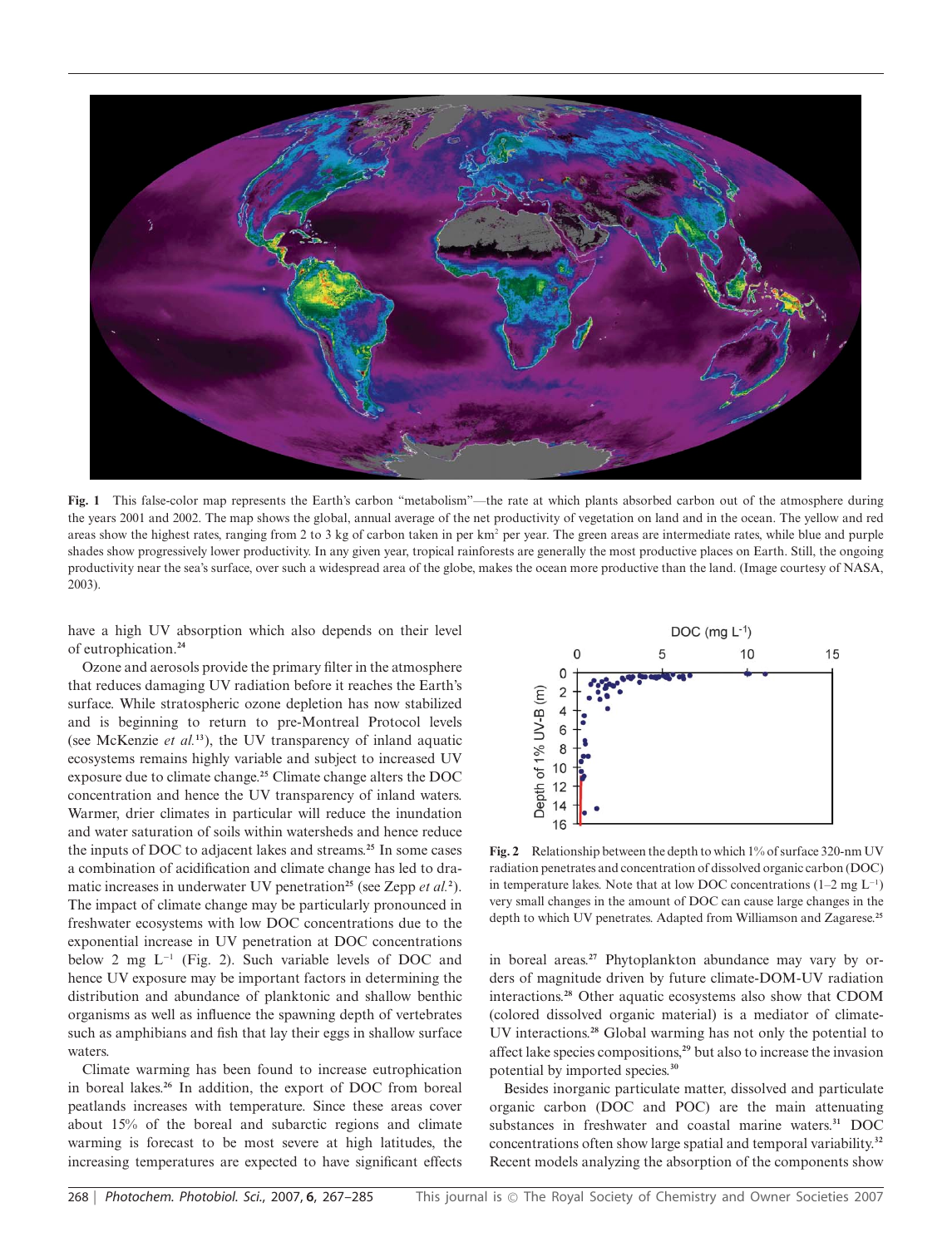**Fig. 1** This false-color map represents the Earth's carbon "metabolism"—the rate at which plants absorbed carbon out of the atmosphere during the years 2001 and 2002. The map shows the global, annual average of the net productivity of vegetation on land and in the ocean. The yellow and red areas show the highest rates, ranging from 2 to 3 kg of carbon taken in per $km^2$ per year. The green areas are intermediate rates, while blue and purple shades show progressively lower productivity. In any given year, tropical rainforests are generally the most productive places on Earth. Still, the ongoing productivity near the sea's surface, over such a widespread area of the globe, makes the ocean more productive than the land. (Image courtesy of NASA, 2003).

have a high UV absorption which also depends on their level of eutrophication.[24]

Ozone and aerosols provide the primary filter in the atmosphere that reduces damaging UV radiation before it reaches the Earth's surface. While stratospheric ozone depletion has now stabilized and is beginning to return to pre-Montreal Protocol levels (see McKenzie *et al.*[13]), the UV transparency of inland aquatic ecosystems remains highly variable and subject to increased UV exposure due to climate change.[25] Climate change alters the DOC concentration and hence the UV transparency of inland waters. Warmer, drier climates in particular will reduce the inundation and water saturation of soils within watersheds and hence reduce the inputs of DOC to adjacent lakes and streams.[25] In some cases a combination of acidification and climate change has led to dramatic increases in underwater UV penetration[25] (see Zepp *et al.*[2]). The impact of climate change may be particularly pronounced in freshwater ecosystems with low DOC concentrations due to the exponential increase in UV penetration at DOC concentrations below 2 mg $L^{-1}$ (Fig. 2). Such variable levels of DOC and hence UV exposure may be important factors in determining the distribution and abundance of planktonic and shallow benthic organisms as well as influence the spawning depth of vertebrates such as amphibians and fish that lay their eggs in shallow surface waters.

Climate warming has been found to increase eutrophication in boreal lakes.[26] In addition, the export of DOC from boreal peatlands increases with temperature. Since these areas cover about 15% of the boreal and subarctic regions and climate warming is forecast to be most severe at high latitudes, the increasing temperatures are expected to have significant effects in boreal areas.[27] Phytoplankton abundance may vary by orders of magnitude driven by future climate-DOM-UV radiation interactions.[28] Other aquatic ecosystems also show that CDOM (colored dissolved organic material) is a mediator of climate-UV interactions.[28] Global warming has not only the potential to affect lake species compositions,[29] but also to increase the invasion potential by imported species.[30]

**Fig. 2** Relationship between the depth to which 1% of surface 320-nm UV radiation penetrates and concentration of dissolved organic carbon (DOC) in temperature lakes. Note that at low DOC concentrations (1–2 mg $L^{-1}$) very small changes in the amount of DOC can cause large changes in the depth to which UV penetrates. Adapted from Williamson and Zagarese.[25]

Besides inorganic particulate matter, dissolved and particulate organic carbon (DOC and POC) are the main attenuating substances in freshwater and coastal marine waters.[31] DOC concentrations often show large spatial and temporal variability.[32] Recent models analyzing the absorption of the components show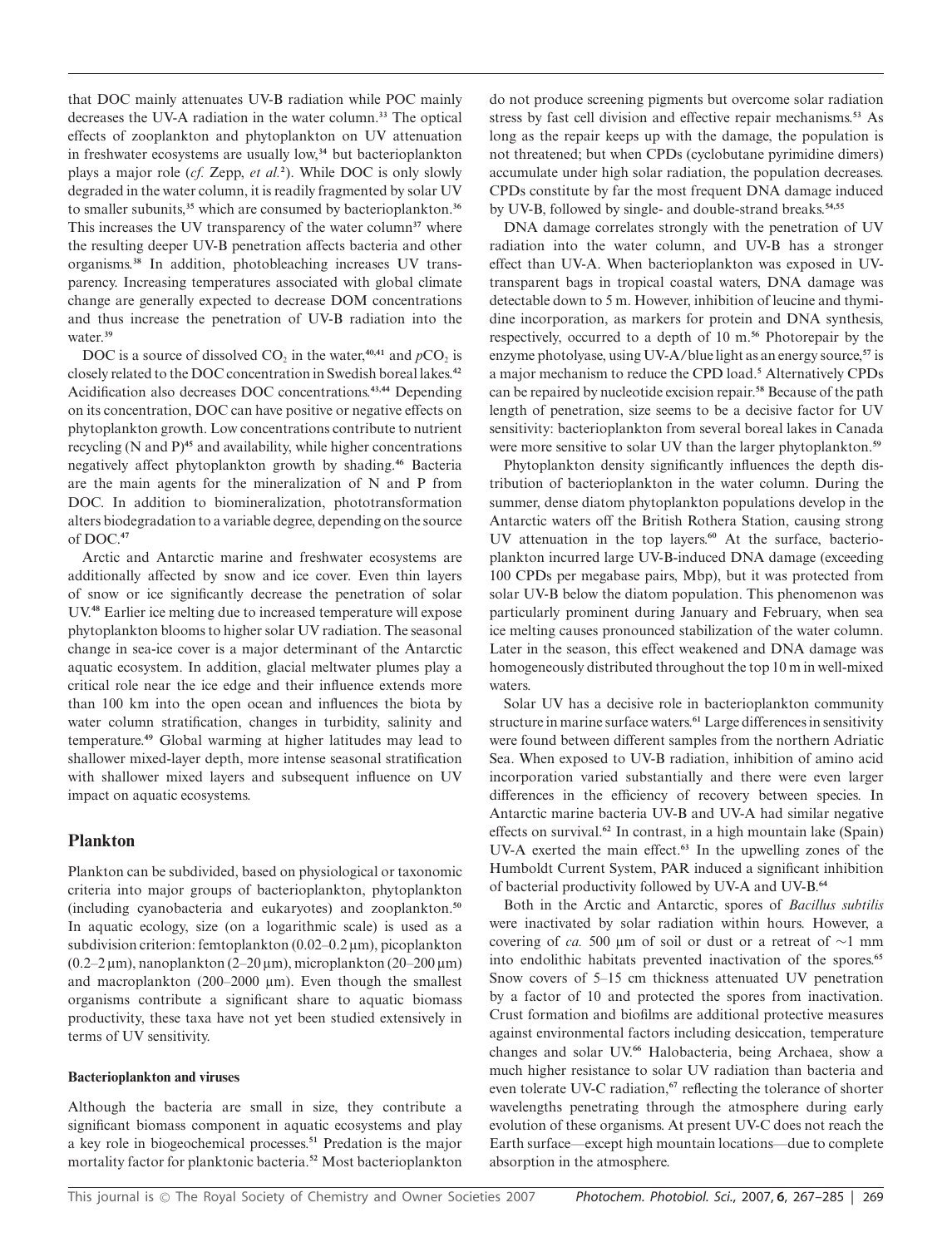that DOC mainly attenuates UV-B radiation while POC mainly decreases the UV-A radiation in the water column.[33] The optical effects of zooplankton and phytoplankton on UV attenuation in freshwater ecosystems are usually low,[34] but bacterioplankton plays a major role (*cf.* Zepp, *et al.*[2]). While DOC is only slowly degraded in the water column, it is readily fragmented by solar UV to smaller subunits,[35] which are consumed by bacterioplankton.[36] This increases the UV transparency of the water column[37] where the resulting deeper UV-B penetration affects bacteria and other organisms.[38] In addition, photobleaching increases UV transparency. Increasing temperatures associated with global climate change are generally expected to decrease DOM concentrations and thus increase the penetration of UV-B radiation into the water.[39]

DOC is a source of dissolved $CO_2$ in the water,[40,41] and $pCO_2$ is closely related to the DOC concentration in Swedish boreal lakes.[42] Acidification also decreases DOC concentrations.[43,44] Depending on its concentration, DOC can have positive or negative effects on phytoplankton growth. Low concentrations contribute to nutrient recycling (N and P)[45] and availability, while higher concentrations negatively affect phytoplankton growth by shading.[46] Bacteria are the main agents for the mineralization of N and P from DOC. In addition to biomineralization, phototransformation alters biodegradation to a variable degree, depending on the source of DOC.[47]

Arctic and Antarctic marine and freshwater ecosystems are additionally affected by snow and ice cover. Even thin layers of snow or ice significantly decrease the penetration of solar UV.[48] Earlier ice melting due to increased temperature will expose phytoplankton blooms to higher solar UV radiation. The seasonal change in sea-ice cover is a major determinant of the Antarctic aquatic ecosystem. In addition, glacial meltwater plumes play a critical role near the ice edge and their influence extends more than 100 km into the open ocean and influences the biota by water column stratification, changes in turbidity, salinity and temperature.[49] Global warming at higher latitudes may lead to shallower mixed-layer depth, more intense seasonal stratification with shallower mixed layers and subsequent influence on UV impact on aquatic ecosystems.

## Plankton

Plankton can be subdivided, based on physiological or taxonomic criteria into major groups of bacterioplankton, phytoplankton (including cyanobacteria and eukaryotes) and zooplankton.[50] In aquatic ecology, size (on a logarithmic scale) is used as a subdivision criterion: femtoplankton (0.02–0.2 μm), picoplankton (0.2–2 μm), nanoplankton (2–20 μm), microplankton (20–200 μm) and macroplankton (200–2000 μm). Even though the smallest organisms contribute a significant share to aquatic biomass productivity, these taxa have not yet been studied extensively in terms of UV sensitivity.

### Bacterioplankton and viruses

Although the bacteria are small in size, they contribute a significant biomass component in aquatic ecosystems and play a key role in biogeochemical processes.[51] Predation is the major mortality factor for planktonic bacteria.[52] Most bacterioplankton do not produce screening pigments but overcome solar radiation stress by fast cell division and effective repair mechanisms.[53] As long as the repair keeps up with the damage, the population is not threatened; but when CPDs (cyclobutane pyrimidine dimers) accumulate under high solar radiation, the population decreases. CPDs constitute by far the most frequent DNA damage induced by UV-B, followed by single- and double-strand breaks.[54,55]

DNA damage correlates strongly with the penetration of UV radiation into the water column, and UV-B has a stronger effect than UV-A. When bacterioplankton was exposed in UV-transparent bags in tropical coastal waters, DNA damage was detectable down to 5 m. However, inhibition of leucine and thymidine incorporation, as markers for protein and DNA synthesis, respectively, occurred to a depth of 10 m.[56] Photorepair by the enzyme photolyase, using UV-A/blue light as an energy source,[57] is a major mechanism to reduce the CPD load.[5] Alternatively CPDs can be repaired by nucleotide excision repair.[58] Because of the path length of penetration, size seems to be a decisive factor for UV sensitivity: bacterioplankton from several boreal lakes in Canada were more sensitive to solar UV than the larger phytoplankton.[59]

Phytoplankton density significantly influences the depth distribution of bacterioplankton in the water column. During the summer, dense diatom phytoplankton populations develop in the Antarctic waters off the British Rothera Station, causing strong UV attenuation in the top layers.[60] At the surface, bacterioplankton incurred large UV-B-induced DNA damage (exceeding 100 CPDs per megabase pairs, Mbp), but it was protected from solar UV-B below the diatom population. This phenomenon was particularly prominent during January and February, when sea ice melting causes pronounced stabilization of the water column. Later in the season, this effect weakened and DNA damage was homogeneously distributed throughout the top 10 m in well-mixed waters.

Solar UV has a decisive role in bacterioplankton community structure in marine surface waters.[61] Large differences in sensitivity were found between different samples from the northern Adriatic Sea. When exposed to UV-B radiation, inhibition of amino acid incorporation varied substantially and there were even larger differences in the efficiency of recovery between species. In Antarctic marine bacteria UV-B and UV-A had similar negative effects on survival.[62] In contrast, in a high mountain lake (Spain) UV-A exerted the main effect.[63] In the upwelling zones of the Humboldt Current System, PAR induced a significant inhibition of bacterial productivity followed by UV-A and UV-B.[64]

Both in the Arctic and Antarctic, spores of *Bacillus subtilis* were inactivated by solar radiation within hours. However, a covering of *ca.* 500 μm of soil or dust or a retreat of ~1 mm into endolithic habitats prevented inactivation of the spores.[65] Snow covers of 5–15 cm thickness attenuated UV penetration by a factor of 10 and protected the spores from inactivation. Crust formation and biofilms are additional protective measures against environmental factors including desiccation, temperature changes and solar UV.[66] Halobacteria, being Archaea, show a much higher resistance to solar UV radiation than bacteria and even tolerate UV-C radiation,[67] reflecting the tolerance of shorter wavelengths penetrating through the atmosphere during early evolution of these organisms. At present UV-C does not reach the Earth surface—except high mountain locations—due to complete absorption in the atmosphere.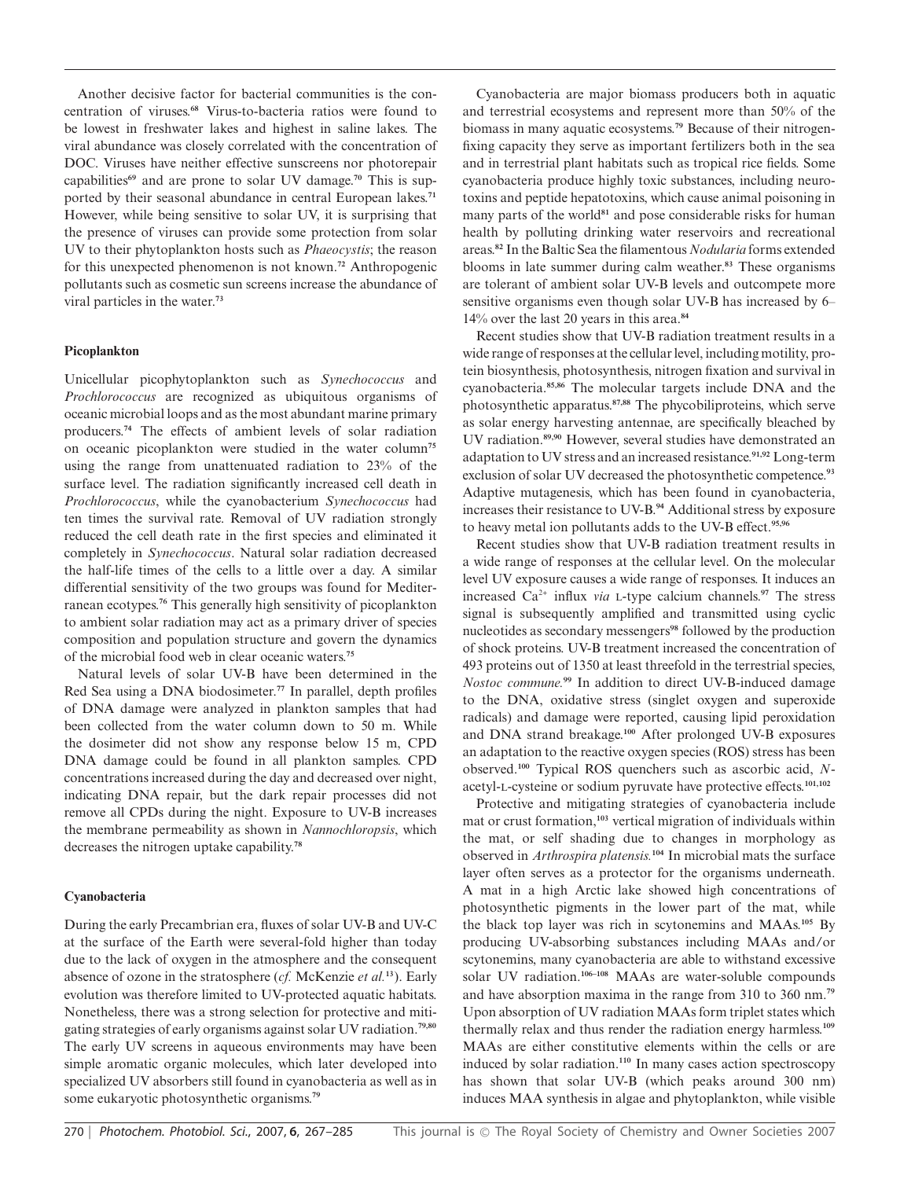Another decisive factor for bacterial communities is the concentration of viruses.[68] Virus-to-bacteria ratios were found to be lowest in freshwater lakes and highest in saline lakes. The viral abundance was closely correlated with the concentration of DOC. Viruses have neither effective sunscreens nor photorepair capabilities[69] and are prone to solar UV damage.[70] This is supported by their seasonal abundance in central European lakes.[71] However, while being sensitive to solar UV, it is surprising that the presence of viruses can provide some protection from solar UV to their phytoplankton hosts such as *Phaeocystis*; the reason for this unexpected phenomenon is not known.[72] Anthropogenic pollutants such as cosmetic sun screens increase the abundance of viral particles in the water.[73]

### Picoplankton

Unicellular picophytoplankton such as *Synechococcus* and *Prochlorococcus* are recognized as ubiquitous organisms of oceanic microbial loops and as the most abundant marine primary producers.[74] The effects of ambient levels of solar radiation on oceanic picoplankton were studied in the water column[75] using the range from unattenuated radiation to 23% of the surface level. The radiation significantly increased cell death in *Prochlorococcus*, while the cyanobacterium *Synechococcus* had ten times the survival rate. Removal of UV radiation strongly reduced the cell death rate in the first species and eliminated it completely in *Synechococcus*. Natural solar radiation decreased the half-life times of the cells to a little over a day. A similar differential sensitivity of the two groups was found for Mediterranean ecotypes.[76] This generally high sensitivity of picoplankton to ambient solar radiation may act as a primary driver of species composition and population structure and govern the dynamics of the microbial food web in clear oceanic waters.[75]

Natural levels of solar UV-B have been determined in the Red Sea using a DNA biodosimeter.[77] In parallel, depth profiles of DNA damage were analyzed in plankton samples that had been collected from the water column down to 50 m. While the dosimeter did not show any response below 15 m, CPD DNA damage could be found in all plankton samples. CPD concentrations increased during the day and decreased over night, indicating DNA repair, but the dark repair processes did not remove all CPDs during the night. Exposure to UV-B increases the membrane permeability as shown in *Nannochloropsis*, which decreases the nitrogen uptake capability.[78]

### Cyanobacteria

During the early Precambrian era, fluxes of solar UV-B and UV-C at the surface of the Earth were several-fold higher than today due to the lack of oxygen in the atmosphere and the consequent absence of ozone in the stratosphere (*cf.* McKenzie *et al.*[13]). Early evolution was therefore limited to UV-protected aquatic habitats. Nonetheless, there was a strong selection for protective and mitigating strategies of early organisms against solar UV radiation.[79,80] The early UV screens in aqueous environments may have been simple aromatic organic molecules, which later developed into specialized UV absorbers still found in cyanobacteria as well as in some eukaryotic photosynthetic organisms.[79]

Cyanobacteria are major biomass producers both in aquatic and terrestrial ecosystems and represent more than 50% of the biomass in many aquatic ecosystems.[79] Because of their nitrogen-fixing capacity they serve as important fertilizers both in the sea and in terrestrial plant habitats such as tropical rice fields. Some cyanobacteria produce highly toxic substances, including neurotoxins and peptide hepatotoxins, which cause animal poisoning in many parts of the world[81] and pose considerable risks for human health by polluting drinking water reservoirs and recreational areas.[82] In the Baltic Sea the filamentous *Nodularia* forms extended blooms in late summer during calm weather.[83] These organisms are tolerant of ambient solar UV-B levels and outcompete more sensitive organisms even though solar UV-B has increased by 6–14% over the last 20 years in this area.[84]

Recent studies show that UV-B radiation treatment results in a wide range of responses at the cellular level, including motility, protein biosynthesis, photosynthesis, nitrogen fixation and survival in cyanobacteria.[85,86] The molecular targets include DNA and the photosynthetic apparatus.[87,88] The phycobiliproteins, which serve as solar energy harvesting antennae, are specifically bleached by UV radiation.[89,90] However, several studies have demonstrated an adaptation to UV stress and an increased resistance.[91,92] Long-term exclusion of solar UV decreased the photosynthetic competence.[93] Adaptive mutagenesis, which has been found in cyanobacteria, increases their resistance to UV-B.[94] Additional stress by exposure to heavy metal ion pollutants adds to the UV-B effect.[95,96]

Recent studies show that UV-B radiation treatment results in a wide range of responses at the cellular level. On the molecular level UV exposure causes a wide range of responses. It induces an increased $Ca^{2+}$ influx *via* L-type calcium channels.[97] The stress signal is subsequently amplified and transmitted using cyclic nucleotides as secondary messengers[98] followed by the production of shock proteins. UV-B treatment increased the concentration of 493 proteins out of 1350 at least threefold in the terrestrial species, *Nostoc commune.*[99] In addition to direct UV-B-induced damage to the DNA, oxidative stress (singlet oxygen and superoxide radicals) and damage were reported, causing lipid peroxidation and DNA strand breakage.[100] After prolonged UV-B exposures an adaptation to the reactive oxygen species (ROS) stress has been observed.[100] Typical ROS quenchers such as ascorbic acid, *N*-acetyl-L-cysteine or sodium pyruvate have protective effects.[101,102]

Protective and mitigating strategies of cyanobacteria include mat or crust formation,[103] vertical migration of individuals within the mat, or self shading due to changes in morphology as observed in *Arthrospira platensis.*[104] In microbial mats the surface layer often serves as a protector for the organisms underneath. A mat in a high Arctic lake showed high concentrations of photosynthetic pigments in the lower part of the mat, while the black top layer was rich in scytonemins and MAAs.[105] By producing UV-absorbing substances including MAAs and/or scytonemins, many cyanobacteria are able to withstand excessive solar UV radiation.[106–108] MAAs are water-soluble compounds and have absorption maxima in the range from 310 to 360 nm.[79] Upon absorption of UV radiation MAAs form triplet states which thermally relax and thus render the radiation energy harmless.[109] MAAs are either constitutive elements within the cells or are induced by solar radiation.[110] In many cases action spectroscopy has shown that solar UV-B (which peaks around 300 nm) induces MAA synthesis in algae and phytoplankton, while visible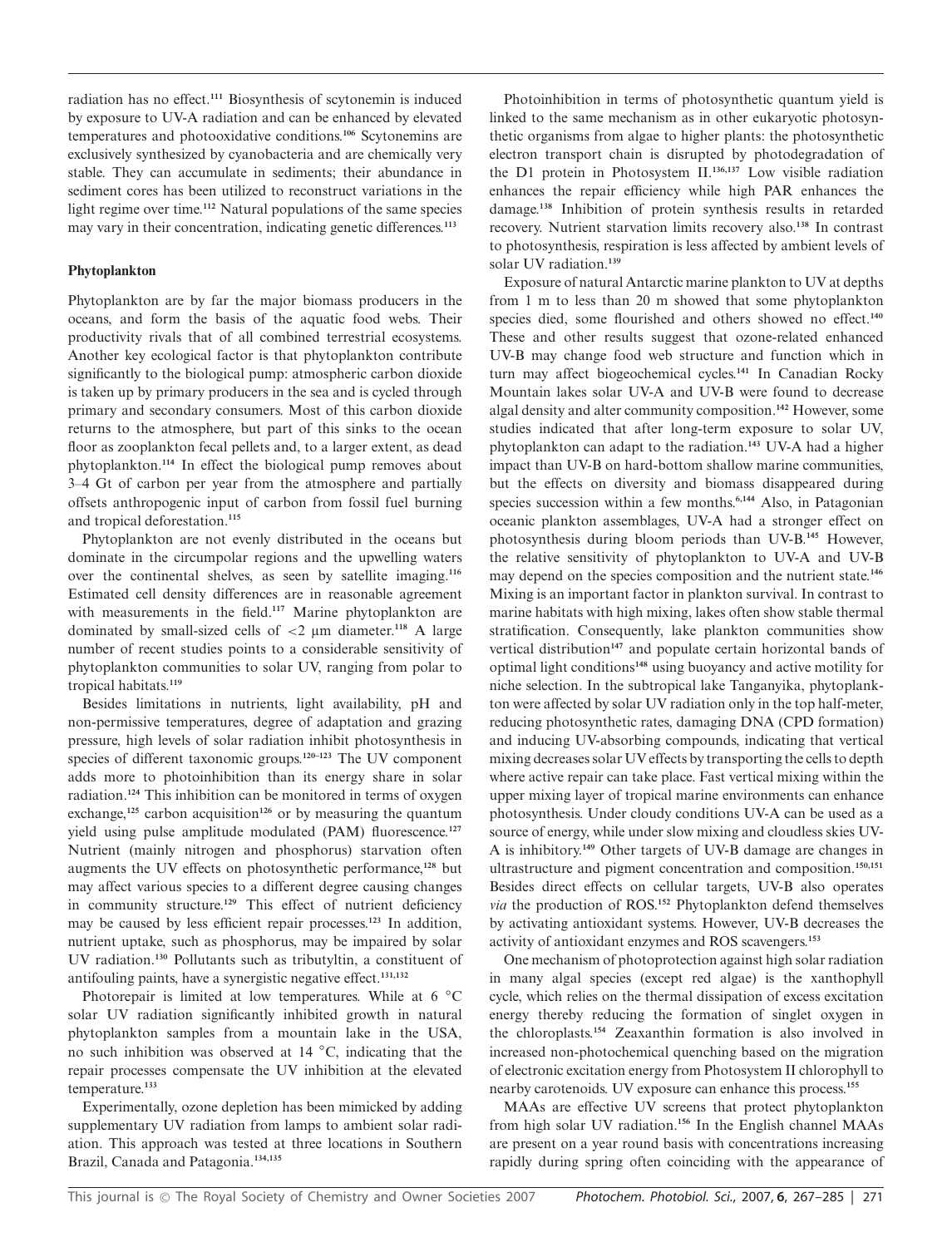radiation has no effect.[111] Biosynthesis of scytonemin is induced by exposure to UV-A radiation and can be enhanced by elevated temperatures and photooxidative conditions.[106] Scytonemins are exclusively synthesized by cyanobacteria and are chemically very stable. They can accumulate in sediments; their abundance in sediment cores has been utilized to reconstruct variations in the light regime over time.[112] Natural populations of the same species may vary in their concentration, indicating genetic differences.[113]

### Phytoplankton

Phytoplankton are by far the major biomass producers in the oceans, and form the basis of the aquatic food webs. Their productivity rivals that of all combined terrestrial ecosystems. Another key ecological factor is that phytoplankton contribute significantly to the biological pump: atmospheric carbon dioxide is taken up by primary producers in the sea and is cycled through primary and secondary consumers. Most of this carbon dioxide returns to the atmosphere, but part of this sinks to the ocean floor as zooplankton fecal pellets and, to a larger extent, as dead phytoplankton.[114] In effect the biological pump removes about 3–4 Gt of carbon per year from the atmosphere and partially offsets anthropogenic input of carbon from fossil fuel burning and tropical deforestation.[115]

Phytoplankton are not evenly distributed in the oceans but dominate in the circumpolar regions and the upwelling waters over the continental shelves, as seen by satellite imaging.[116] Estimated cell density differences are in reasonable agreement with measurements in the field.[117] Marine phytoplankton are dominated by small-sized cells of <2 μm diameter.[118] A large number of recent studies points to a considerable sensitivity of phytoplankton communities to solar UV, ranging from polar to tropical habitats.[119]

Besides limitations in nutrients, light availability, pH and non-permissive temperatures, degree of adaptation and grazing pressure, high levels of solar radiation inhibit photosynthesis in species of different taxonomic groups.[120–123] The UV component adds more to photoinhibition than its energy share in solar radiation.[124] This inhibition can be monitored in terms of oxygen exchange,[125] carbon acquisition[126] or by measuring the quantum yield using pulse amplitude modulated (PAM) fluorescence.[127] Nutrient (mainly nitrogen and phosphorus) starvation often augments the UV effects on photosynthetic performance,[128] but may affect various species to a different degree causing changes in community structure.[129] This effect of nutrient deficiency may be caused by less efficient repair processes.[123] In addition, nutrient uptake, such as phosphorus, may be impaired by solar UV radiation.[130] Pollutants such as tributyltin, a constituent of antifouling paints, have a synergistic negative effect.[131,132]

Photorepair is limited at low temperatures. While at 6 °C solar UV radiation significantly inhibited growth in natural phytoplankton samples from a mountain lake in the USA, no such inhibition was observed at 14 °C, indicating that the repair processes compensate the UV inhibition at the elevated temperature.[133]

Experimentally, ozone depletion has been mimicked by adding supplementary UV radiation from lamps to ambient solar radiation. This approach was tested at three locations in Southern Brazil, Canada and Patagonia.[134,135]

Photoinhibition in terms of photosynthetic quantum yield is linked to the same mechanism as in other eukaryotic photosynthetic organisms from algae to higher plants: the photosynthetic electron transport chain is disrupted by photodegradation of the D1 protein in Photosystem II.[136,137] Low visible radiation enhances the repair efficiency while high PAR enhances the damage.[138] Inhibition of protein synthesis results in retarded recovery. Nutrient starvation limits recovery also.[138] In contrast to photosynthesis, respiration is less affected by ambient levels of solar UV radiation.[139]

Exposure of natural Antarctic marine plankton to UV at depths from 1 m to less than 20 m showed that some phytoplankton species died, some flourished and others showed no effect.[140] These and other results suggest that ozone-related enhanced UV-B may change food web structure and function which in turn may affect biogeochemical cycles.[141] In Canadian Rocky Mountain lakes solar UV-A and UV-B were found to decrease algal density and alter community composition.[142] However, some studies indicated that after long-term exposure to solar UV, phytoplankton can adapt to the radiation.[143] UV-A had a higher impact than UV-B on hard-bottom shallow marine communities, but the effects on diversity and biomass disappeared during species succession within a few months.[6,144] Also, in Patagonian oceanic plankton assemblages, UV-A had a stronger effect on photosynthesis during bloom periods than UV-B.[145] However, the relative sensitivity of phytoplankton to UV-A and UV-B may depend on the species composition and the nutrient state.[146] Mixing is an important factor in plankton survival. In contrast to marine habitats with high mixing, lakes often show stable thermal stratification. Consequently, lake plankton communities show vertical distribution[147] and populate certain horizontal bands of optimal light conditions[148] using buoyancy and active motility for niche selection. In the subtropical lake Tanganyika, phytoplankton were affected by solar UV radiation only in the top half-meter, reducing photosynthetic rates, damaging DNA (CPD formation) and inducing UV-absorbing compounds, indicating that vertical mixing decreases solar UV effects by transporting the cells to depth where active repair can take place. Fast vertical mixing within the upper mixing layer of tropical marine environments can enhance photosynthesis. Under cloudy conditions UV-A can be used as a source of energy, while under slow mixing and cloudless skies UV-A is inhibitory.[149] Other targets of UV-B damage are changes in ultrastructure and pigment concentration and composition.[150,151] Besides direct effects on cellular targets, UV-B also operates *via* the production of ROS.[152] Phytoplankton defend themselves by activating antioxidant systems. However, UV-B decreases the activity of antioxidant enzymes and ROS scavengers.[153]

One mechanism of photoprotection against high solar radiation in many algal species (except red algae) is the xanthophyll cycle, which relies on the thermal dissipation of excess excitation energy thereby reducing the formation of singlet oxygen in the chloroplasts.[154] Zeaxanthin formation is also involved in increased non-photochemical quenching based on the migration of electronic excitation energy from Photosystem II chlorophyll to nearby carotenoids. UV exposure can enhance this process.[155]

MAAs are effective UV screens that protect phytoplankton from high solar UV radiation.[156] In the English channel MAAs are present on a year round basis with concentrations increasing rapidly during spring often coinciding with the appearance of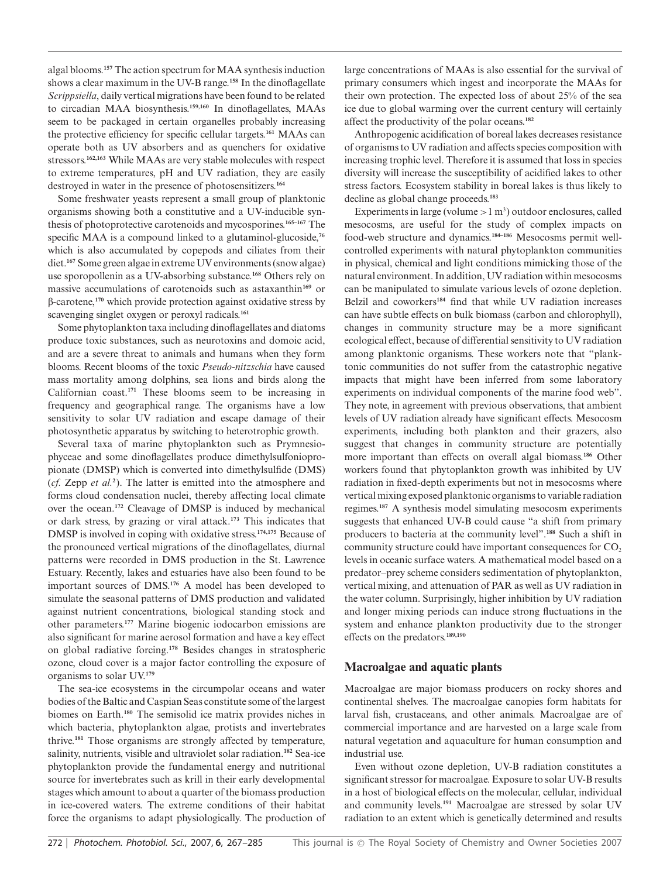algal blooms.[157] The action spectrum for MAA synthesis induction shows a clear maximum in the UV-B range.[158] In the dinoflagellate *Scrippsiella*, daily vertical migrations have been found to be related to circadian MAA biosynthesis.[159,160] In dinoflagellates, MAAs seem to be packaged in certain organelles probably increasing the protective efficiency for specific cellular targets.[161] MAAs can operate both as UV absorbers and as quenchers for oxidative stressors.[162,163] While MAAs are very stable molecules with respect to extreme temperatures, pH and UV radiation, they are easily destroyed in water in the presence of photosensitizers.[164]

Some freshwater yeasts represent a small group of planktonic organisms showing both a constitutive and a UV-inducible synthesis of photoprotective carotenoids and mycosporines.[165–167] The specific MAA is a compound linked to a glutaminol-glucoside,[76] which is also accumulated by copepods and ciliates from their diet.[167] Some green algae in extreme UV environments (snow algae) use sporopollenin as a UV-absorbing substance.[168] Others rely on massive accumulations of carotenoids such as astaxanthin[169] or β-carotene,[170] which provide protection against oxidative stress by scavenging singlet oxygen or peroxyl radicals.[161]

Some phytoplankton taxa including dinoflagellates and diatoms produce toxic substances, such as neurotoxins and domoic acid, and are a severe threat to animals and humans when they form blooms. Recent blooms of the toxic *Pseudo-nitzschia* have caused mass mortality among dolphins, sea lions and birds along the Californian coast.[171] These blooms seem to be increasing in frequency and geographical range. The organisms have a low sensitivity to solar UV radiation and escape damage of their photosynthetic apparatus by switching to heterotrophic growth.

Several taxa of marine phytoplankton such as Prymnesiophyceae and some dinoflagellates produce dimethylsulfoniopropionate (DMSP) which is converted into dimethylsulfide (DMS) (*cf.* Zepp *et al.*[2]). The latter is emitted into the atmosphere and forms cloud condensation nuclei, thereby affecting local climate over the ocean.[172] Cleavage of DMSP is induced by mechanical or dark stress, by grazing or viral attack.[173] This indicates that DMSP is involved in coping with oxidative stress.[174,175] Because of the pronounced vertical migrations of the dinoflagellates, diurnal patterns were recorded in DMS production in the St. Lawrence Estuary. Recently, lakes and estuaries have also been found to be important sources of DMS.[176] A model has been developed to simulate the seasonal patterns of DMS production and validated against nutrient concentrations, biological standing stock and other parameters.[177] Marine biogenic iodocarbon emissions are also significant for marine aerosol formation and have a key effect on global radiative forcing.[178] Besides changes in stratospheric ozone, cloud cover is a major factor controlling the exposure of organisms to solar UV.[179]

The sea-ice ecosystems in the circumpolar oceans and water bodies of the Baltic and Caspian Seas constitute some of the largest biomes on Earth.[180] The semisolid ice matrix provides niches in which bacteria, phytoplankton algae, protists and invertebrates thrive.[181] Those organisms are strongly affected by temperature, salinity, nutrients, visible and ultraviolet solar radiation.[182] Sea-ice phytoplankton provide the fundamental energy and nutritional source for invertebrates such as krill in their early developmental stages which amount to about a quarter of the biomass production in ice-covered waters. The extreme conditions of their habitat force the organisms to adapt physiologically. The production of large concentrations of MAAs is also essential for the survival of primary consumers which ingest and incorporate the MAAs for their own protection. The expected loss of about 25% of the sea ice due to global warming over the current century will certainly affect the productivity of the polar oceans.[182]

Anthropogenic acidification of boreal lakes decreases resistance of organisms to UV radiation and affects species composition with increasing trophic level. Therefore it is assumed that loss in species diversity will increase the susceptibility of acidified lakes to other stress factors. Ecosystem stability in boreal lakes is thus likely to decline as global change proceeds.[183]

Experiments in large (volume $>1\ m^3$) outdoor enclosures, called mesocosms, are useful for the study of complex impacts on food-web structure and dynamics.[184–186] Mesocosms permit well-controlled experiments with natural phytoplankton communities in physical, chemical and light conditions mimicking those of the natural environment. In addition, UV radiation within mesocosms can be manipulated to simulate various levels of ozone depletion. Belzil and coworkers[184] find that while UV radiation increases can have subtle effects on bulk biomass (carbon and chlorophyll), changes in community structure may be a more significant ecological effect, because of differential sensitivity to UV radiation among planktonic organisms. These workers note that "planktonic communities do not suffer from the catastrophic negative impacts that might have been inferred from some laboratory experiments on individual components of the marine food web". They note, in agreement with previous observations, that ambient levels of UV radiation already have significant effects. Mesocosm experiments, including both plankton and their grazers, also suggest that changes in community structure are potentially more important than effects on overall algal biomass.[186] Other workers found that phytoplankton growth was inhibited by UV radiation in fixed-depth experiments but not in mesocosms where vertical mixing exposed planktonic organisms to variable radiation regimes.[187] A synthesis model simulating mesocosm experiments suggests that enhanced UV-B could cause "a shift from primary producers to bacteria at the community level".[188] Such a shift in community structure could have important consequences for $CO_2$ levels in oceanic surface waters. A mathematical model based on a predator–prey scheme considers sedimentation of phytoplankton, vertical mixing, and attenuation of PAR as well as UV radiation in the water column. Surprisingly, higher inhibition by UV radiation and longer mixing periods can induce strong fluctuations in the system and enhance plankton productivity due to the stronger effects on the predators.[189,190]

## Macroalgae and aquatic plants

Macroalgae are major biomass producers on rocky shores and continental shelves. The macroalgae canopies form habitats for larval fish, crustaceans, and other animals. Macroalgae are of commercial importance and are harvested on a large scale from natural vegetation and aquaculture for human consumption and industrial use.

Even without ozone depletion, UV-B radiation constitutes a significant stressor for macroalgae. Exposure to solar UV-B results in a host of biological effects on the molecular, cellular, individual and community levels.[191] Macroalgae are stressed by solar UV radiation to an extent which is genetically determined and results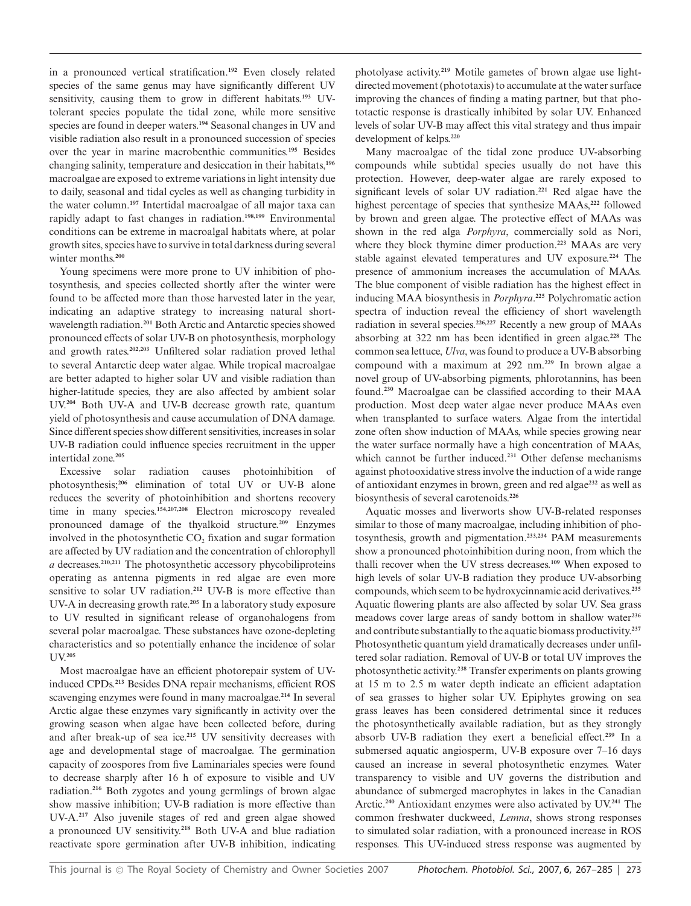in a pronounced vertical stratification.[192] Even closely related species of the same genus may have significantly different UV sensitivity, causing them to grow in different habitats.[193] UV-tolerant species populate the tidal zone, while more sensitive species are found in deeper waters.[194] Seasonal changes in UV and visible radiation also result in a pronounced succession of species over the year in marine macrobenthic communities.[195] Besides changing salinity, temperature and desiccation in their habitats,[196] macroalgae are exposed to extreme variations in light intensity due to daily, seasonal and tidal cycles as well as changing turbidity in the water column.[197] Intertidal macroalgae of all major taxa can rapidly adapt to fast changes in radiation.[198,199] Environmental conditions can be extreme in macroalgal habitats where, at polar growth sites, species have to survive in total darkness during several winter months.[200]

Young specimens were more prone to UV inhibition of photosynthesis, and species collected shortly after the winter were found to be affected more than those harvested later in the year, indicating an adaptive strategy to increasing natural short-wavelength radiation.[201] Both Arctic and Antarctic species showed pronounced effects of solar UV-B on photosynthesis, morphology and growth rates.[202,203] Unfiltered solar radiation proved lethal to several Antarctic deep water algae. While tropical macroalgae are better adapted to higher solar UV and visible radiation than higher-latitude species, they are also affected by ambient solar UV.[204] Both UV-A and UV-B decrease growth rate, quantum yield of photosynthesis and cause accumulation of DNA damage. Since different species show different sensitivities, increases in solar UV-B radiation could influence species recruitment in the upper intertidal zone.[205]

Excessive solar radiation causes photoinhibition of photosynthesis;[206] elimination of total UV or UV-B alone reduces the severity of photoinhibition and shortens recovery time in many species.[154,207,208] Electron microscopy revealed pronounced damage of the thyalkoid structure.[209] Enzymes involved in the photosynthetic $CO_2$ fixation and sugar formation are affected by UV radiation and the concentration of chlorophyll *a* decreases.[210,211] The photosynthetic accessory phycobiliproteins operating as antenna pigments in red algae are even more sensitive to solar UV radiation.[212] UV-B is more effective than UV-A in decreasing growth rate.[205] In a laboratory study exposure to UV resulted in significant release of organohalogens from several polar macroalgae. These substances have ozone-depleting characteristics and so potentially enhance the incidence of solar UV.[205]

Most macroalgae have an efficient photorepair system of UV-induced CPDs.[213] Besides DNA repair mechanisms, efficient ROS scavenging enzymes were found in many macroalgae.[214] In several Arctic algae these enzymes vary significantly in activity over the growing season when algae have been collected before, during and after break-up of sea ice.[215] UV sensitivity decreases with age and developmental stage of macroalgae. The germination capacity of zoospores from five Laminariales species were found to decrease sharply after 16 h of exposure to visible and UV radiation.[216] Both zygotes and young germlings of brown algae show massive inhibition; UV-B radiation is more effective than UV-A.[217] Also juvenile stages of red and green algae showed a pronounced UV sensitivity.[218] Both UV-A and blue radiation reactivate spore germination after UV-B inhibition, indicating photolyase activity.[219] Motile gametes of brown algae use light-directed movement (phototaxis) to accumulate at the water surface improving the chances of finding a mating partner, but that phototactic response is drastically inhibited by solar UV. Enhanced levels of solar UV-B may affect this vital strategy and thus impair development of kelps.[220]

Many macroalgae of the tidal zone produce UV-absorbing compounds while subtidal species usually do not have this protection. However, deep-water algae are rarely exposed to significant levels of solar UV radiation.[221] Red algae have the highest percentage of species that synthesize MAAs,[222] followed by brown and green algae. The protective effect of MAAs was shown in the red alga *Porphyra*, commercially sold as Nori, where they block thymine dimer production.[223] MAAs are very stable against elevated temperatures and UV exposure.[224] The presence of ammonium increases the accumulation of MAAs. The blue component of visible radiation has the highest effect in inducing MAA biosynthesis in *Porphyra*.[225] Polychromatic action spectra of induction reveal the efficiency of short wavelength radiation in several species.[226,227] Recently a new group of MAAs absorbing at 322 nm has been identified in green algae.[228] The common sea lettuce, *Ulva*, was found to produce a UV-B absorbing compound with a maximum at 292 nm.[229] In brown algae a novel group of UV-absorbing pigments, phlorotannins, has been found.[230] Macroalgae can be classified according to their MAA production. Most deep water algae never produce MAAs even when transplanted to surface waters. Algae from the intertidal zone often show induction of MAAs, while species growing near the water surface normally have a high concentration of MAAs, which cannot be further induced.[231] Other defense mechanisms against photooxidative stress involve the induction of a wide range of antioxidant enzymes in brown, green and red algae[232] as well as biosynthesis of several carotenoids.[226]

Aquatic mosses and liverworts show UV-B-related responses similar to those of many macroalgae, including inhibition of photosynthesis, growth and pigmentation.[233,234] PAM measurements show a pronounced photoinhibition during noon, from which the thalli recover when the UV stress decreases.[109] When exposed to high levels of solar UV-B radiation they produce UV-absorbing compounds, which seem to be hydroxycinnamic acid derivatives.[235] Aquatic flowering plants are also affected by solar UV. Sea grass meadows cover large areas of sandy bottom in shallow water[236] and contribute substantially to the aquatic biomass productivity.[237] Photosynthetic quantum yield dramatically decreases under unfiltered solar radiation. Removal of UV-B or total UV improves the photosynthetic activity.[238] Transfer experiments on plants growing at 15 m to 2.5 m water depth indicate an efficient adaptation of sea grasses to higher solar UV. Epiphytes growing on sea grass leaves has been considered detrimental since it reduces the photosynthetically available radiation, but as they strongly absorb UV-B radiation they exert a beneficial effect.[239] In a submersed aquatic angiosperm, UV-B exposure over 7–16 days caused an increase in several photosynthetic enzymes. Water transparency to visible and UV governs the distribution and abundance of submerged macrophytes in lakes in the Canadian Arctic.[240] Antioxidant enzymes were also activated by UV.[241] The common freshwater duckweed, *Lemna*, shows strong responses to simulated solar radiation, with a pronounced increase in ROS responses. This UV-induced stress response was augmented by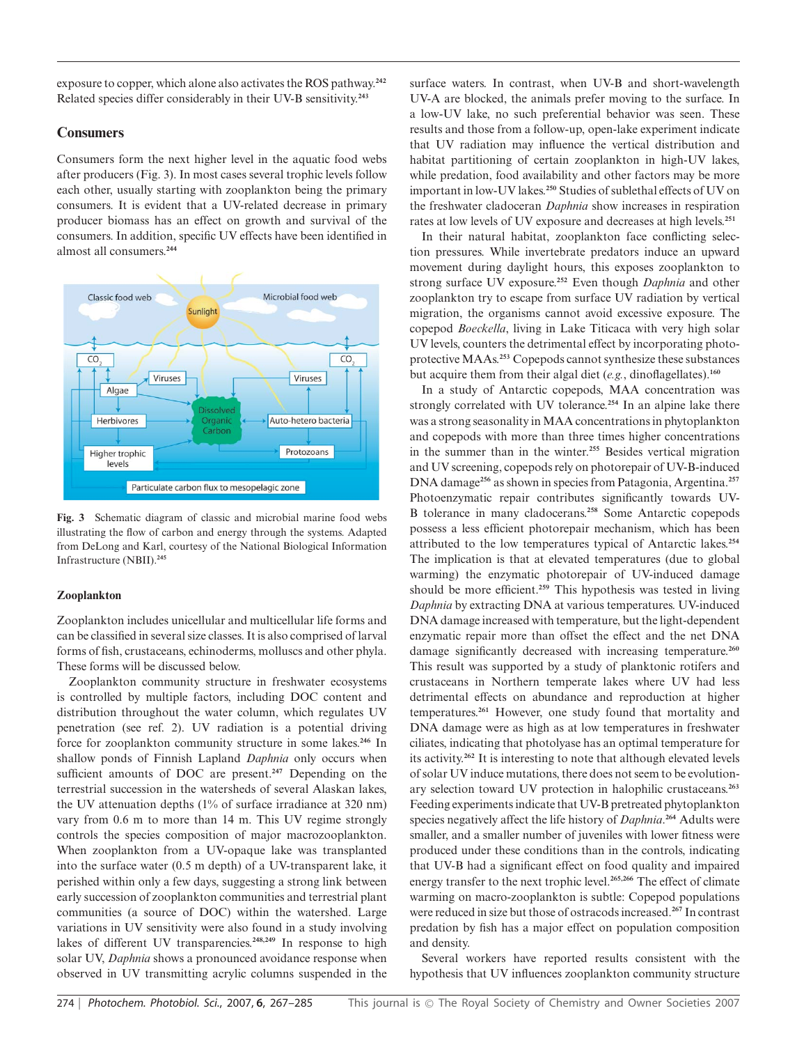exposure to copper, which alone also activates the ROS pathway.[242] Related species differ considerably in their UV-B sensitivity.[243]

## Consumers

Consumers form the next higher level in the aquatic food webs after producers (Fig. 3). In most cases several trophic levels follow each other, usually starting with zooplankton being the primary consumers. It is evident that a UV-related decrease in primary producer biomass has an effect on growth and survival of the consumers. In addition, specific UV effects have been identified in almost all consumers.[244]

**Fig. 3** Schematic diagram of classic and microbial marine food webs illustrating the flow of carbon and energy through the systems. Adapted from DeLong and Karl, courtesy of the National Biological Information Infrastructure (NBII).[245]

### Zooplankton

Zooplankton includes unicellular and multicellular life forms and can be classified in several size classes. It is also comprised of larval forms of fish, crustaceans, echinoderms, molluscs and other phyla. These forms will be discussed below.

Zooplankton community structure in freshwater ecosystems is controlled by multiple factors, including DOC content and distribution throughout the water column, which regulates UV penetration (see ref. 2). UV radiation is a potential driving force for zooplankton community structure in some lakes.[246] In shallow ponds of Finnish Lapland *Daphnia* only occurs when sufficient amounts of DOC are present.[247] Depending on the terrestrial succession in the watersheds of several Alaskan lakes, the UV attenuation depths (1% of surface irradiance at 320 nm) vary from 0.6 m to more than 14 m. This UV regime strongly controls the species composition of major macrozooplankton. When zooplankton from a UV-opaque lake was transplanted into the surface water (0.5 m depth) of a UV-transparent lake, it perished within only a few days, suggesting a strong link between early succession of zooplankton communities and terrestrial plant communities (a source of DOC) within the watershed. Large variations in UV sensitivity were also found in a study involving lakes of different UV transparencies.[248,249] In response to high solar UV, *Daphnia* shows a pronounced avoidance response when observed in UV transmitting acrylic columns suspended in the surface waters. In contrast, when UV-B and short-wavelength UV-A are blocked, the animals prefer moving to the surface. In a low-UV lake, no such preferential behavior was seen. These results and those from a follow-up, open-lake experiment indicate that UV radiation may influence the vertical distribution and habitat partitioning of certain zooplankton in high-UV lakes, while predation, food availability and other factors may be more important in low-UV lakes.[250] Studies of sublethal effects of UV on the freshwater cladoceran *Daphnia* show increases in respiration rates at low levels of UV exposure and decreases at high levels.[251]

In their natural habitat, zooplankton face conflicting selection pressures. While invertebrate predators induce an upward movement during daylight hours, this exposes zooplankton to strong surface UV exposure.[252] Even though *Daphnia* and other zooplankton try to escape from surface UV radiation by vertical migration, the organisms cannot avoid excessive exposure. The copepod *Boeckella*, living in Lake Titicaca with very high solar UV levels, counters the detrimental effect by incorporating photoprotective MAAs.[253] Copepods cannot synthesize these substances but acquire them from their algal diet (*e.g.*, dinoflagellates).[160]

In a study of Antarctic copepods, MAA concentration was strongly correlated with UV tolerance.[254] In an alpine lake there was a strong seasonality in MAA concentrations in phytoplankton and copepods with more than three times higher concentrations in the summer than in the winter.[255] Besides vertical migration and UV screening, copepods rely on photorepair of UV-B-induced DNA damage[256] as shown in species from Patagonia, Argentina.[257] Photoenzymatic repair contributes significantly towards UV-B tolerance in many cladocerans.[258] Some Antarctic copepods possess a less efficient photorepair mechanism, which has been attributed to the low temperatures typical of Antarctic lakes.[254] The implication is that at elevated temperatures (due to global warming) the enzymatic photorepair of UV-induced damage should be more efficient.[259] This hypothesis was tested in living *Daphnia* by extracting DNA at various temperatures. UV-induced DNA damage increased with temperature, but the light-dependent enzymatic repair more than offset the effect and the net DNA damage significantly decreased with increasing temperature.[260] This result was supported by a study of planktonic rotifers and crustaceans in Northern temperate lakes where UV had less detrimental effects on abundance and reproduction at higher temperatures.[261] However, one study found that mortality and DNA damage were as high as at low temperatures in freshwater ciliates, indicating that photolyase has an optimal temperature for its activity.[262] It is interesting to note that although elevated levels of solar UV induce mutations, there does not seem to be evolutionary selection toward UV protection in halophilic crustaceans.[263] Feeding experiments indicate that UV-B pretreated phytoplankton species negatively affect the life history of *Daphnia*.[264] Adults were smaller, and a smaller number of juveniles with lower fitness were produced under these conditions than in the controls, indicating that UV-B had a significant effect on food quality and impaired energy transfer to the next trophic level.[265,266] The effect of climate warming on macro-zooplankton is subtle: Copepod populations were reduced in size but those of ostracods increased.[267] In contrast predation by fish has a major effect on population composition and density.

Several workers have reported results consistent with the hypothesis that UV influences zooplankton community structure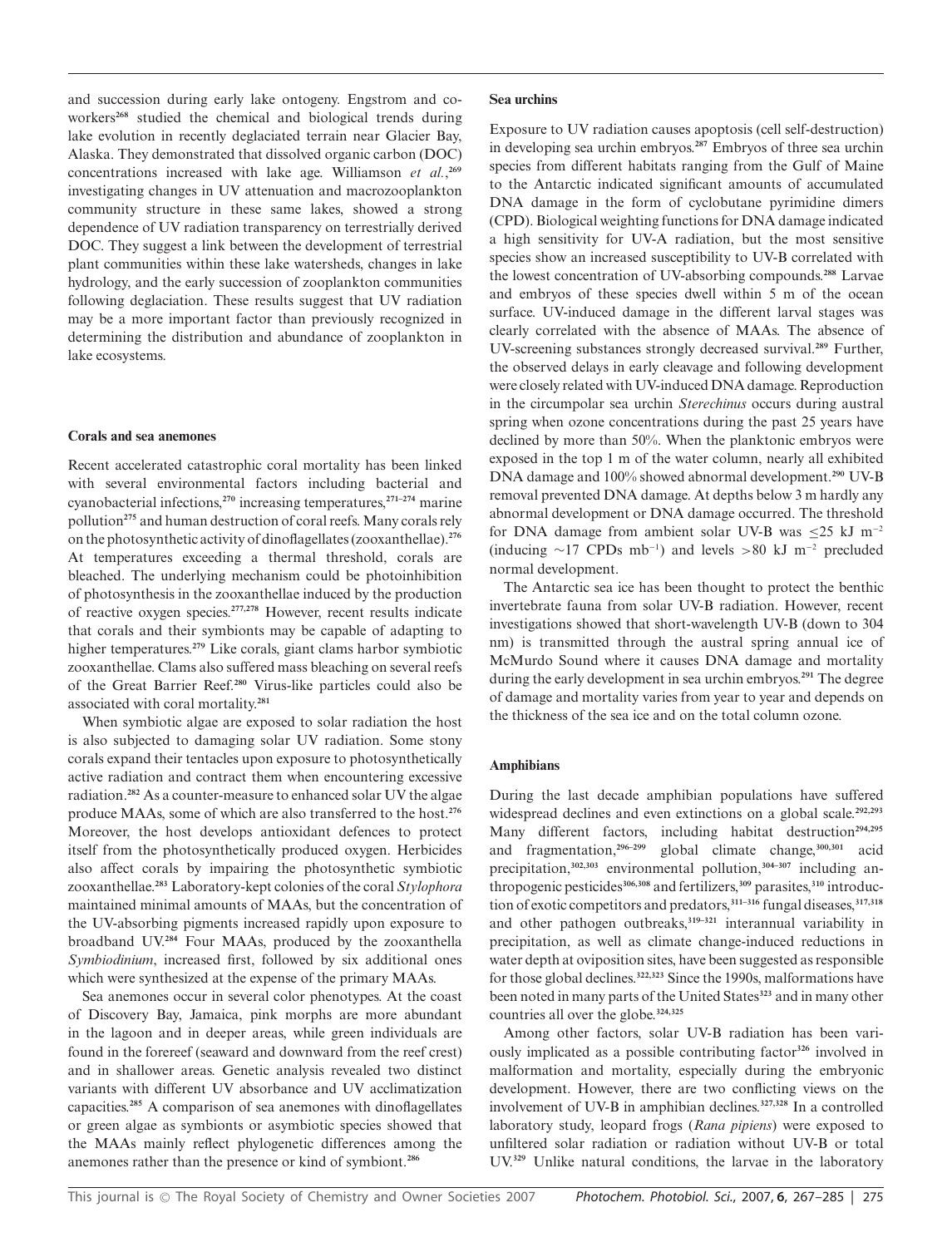and succession during early lake ontogeny. Engstrom and co-workers[268] studied the chemical and biological trends during lake evolution in recently deglaciated terrain near Glacier Bay, Alaska. They demonstrated that dissolved organic carbon (DOC) concentrations increased with lake age. Williamson *et al.*,[269] investigating changes in UV attenuation and macrozooplankton community structure in these same lakes, showed a strong dependence of UV radiation transparency on terrestrially derived DOC. They suggest a link between the development of terrestrial plant communities within these lake watersheds, changes in lake hydrology, and the early succession of zooplankton communities following deglaciation. These results suggest that UV radiation may be a more important factor than previously recognized in determining the distribution and abundance of zooplankton in lake ecosystems.

#### Corals and sea anemones

Recent accelerated catastrophic coral mortality has been linked with several environmental factors including bacterial and cyanobacterial infections,[270] increasing temperatures,[271–274] marine pollution[275] and human destruction of coral reefs. Many corals rely on the photosynthetic activity of dinoflagellates (zooxanthellae).[276] At temperatures exceeding a thermal threshold, corals are bleached. The underlying mechanism could be photoinhibition of photosynthesis in the zooxanthellae induced by the production of reactive oxygen species.[277,278] However, recent results indicate that corals and their symbionts may be capable of adapting to higher temperatures.[279] Like corals, giant clams harbor symbiotic zooxanthellae. Clams also suffered mass bleaching on several reefs of the Great Barrier Reef.[280] Virus-like particles could also be associated with coral mortality.[281]

When symbiotic algae are exposed to solar radiation the host is also subjected to damaging solar UV radiation. Some stony corals expand their tentacles upon exposure to photosynthetically active radiation and contract them when encountering excessive radiation.[282] As a counter-measure to enhanced solar UV the algae produce MAAs, some of which are also transferred to the host.[276] Moreover, the host develops antioxidant defences to protect itself from the photosynthetically produced oxygen. Herbicides also affect corals by impairing the photosynthetic symbiotic zooxanthellae.[283] Laboratory-kept colonies of the coral *Stylophora* maintained minimal amounts of MAAs, but the concentration of the UV-absorbing pigments increased rapidly upon exposure to broadband UV.[284] Four MAAs, produced by the zooxanthella *Symbiodinium*, increased first, followed by six additional ones which were synthesized at the expense of the primary MAAs.

Sea anemones occur in several color phenotypes. At the coast of Discovery Bay, Jamaica, pink morphs are more abundant in the lagoon and in deeper areas, while green individuals are found in the forereef (seaward and downward from the reef crest) and in shallower areas. Genetic analysis revealed two distinct variants with different UV absorbance and UV acclimatization capacities.[285] A comparison of sea anemones with dinoflagellates or green algae as symbionts or asymbiotic species showed that the MAAs mainly reflect phylogenetic differences among the anemones rather than the presence or kind of symbiont.[286]

#### Sea urchins

Exposure to UV radiation causes apoptosis (cell self-destruction) in developing sea urchin embryos.[287] Embryos of three sea urchin species from different habitats ranging from the Gulf of Maine to the Antarctic indicated significant amounts of accumulated DNA damage in the form of cyclobutane pyrimidine dimers (CPD). Biological weighting functions for DNA damage indicated a high sensitivity for UV-A radiation, but the most sensitive species show an increased susceptibility to UV-B correlated with the lowest concentration of UV-absorbing compounds.[288] Larvae and embryos of these species dwell within 5 m of the ocean surface. UV-induced damage in the different larval stages was clearly correlated with the absence of MAAs. The absence of UV-screening substances strongly decreased survival.[289] Further, the observed delays in early cleavage and following development were closely related with UV-induced DNA damage. Reproduction in the circumpolar sea urchin *Sterechinus* occurs during austral spring when ozone concentrations during the past 25 years have declined by more than 50%. When the planktonic embryos were exposed in the top 1 m of the water column, nearly all exhibited DNA damage and 100% showed abnormal development.[290] UV-B removal prevented DNA damage. At depths below 3 m hardly any abnormal development or DNA damage occurred. The threshold for DNA damage from ambient solar UV-B was $\leq 25$ kJ m$^{-2}$ (inducing $\sim 17$ CPDs mb$^{-1}$) and levels $> 80$ kJ m$^{-2}$ precluded normal development.

The Antarctic sea ice has been thought to protect the benthic invertebrate fauna from solar UV-B radiation. However, recent investigations showed that short-wavelength UV-B (down to 304 nm) is transmitted through the austral spring annual ice of McMurdo Sound where it causes DNA damage and mortality during the early development in sea urchin embryos.[291] The degree of damage and mortality varies from year to year and depends on the thickness of the sea ice and on the total column ozone.

#### Amphibians

During the last decade amphibian populations have suffered widespread declines and even extinctions on a global scale.[292,293] Many different factors, including habitat destruction[294,295] and fragmentation,[296–299] global climate change,[300,301] acid precipitation,[302,303] environmental pollution,[304–307] including anthropogenic pesticides[306,308] and fertilizers,[309] parasites,[310] introduction of exotic competitors and predators,[311–316] fungal diseases,[317,318] and other pathogen outbreaks,[319–321] interannual variability in precipitation, as well as climate change-induced reductions in water depth at oviposition sites, have been suggested as responsible for those global declines.[322,323] Since the 1990s, malformations have been noted in many parts of the United States[323] and in many other countries all over the globe.[324,325]

Among other factors, solar UV-B radiation has been variously implicated as a possible contributing factor[326] involved in malformation and mortality, especially during the embryonic development. However, there are two conflicting views on the involvement of UV-B in amphibian declines.[327,328] In a controlled laboratory study, leopard frogs (*Rana pipiens*) were exposed to unfiltered solar radiation or radiation without UV-B or total UV.[329] Unlike natural conditions, the larvae in the laboratory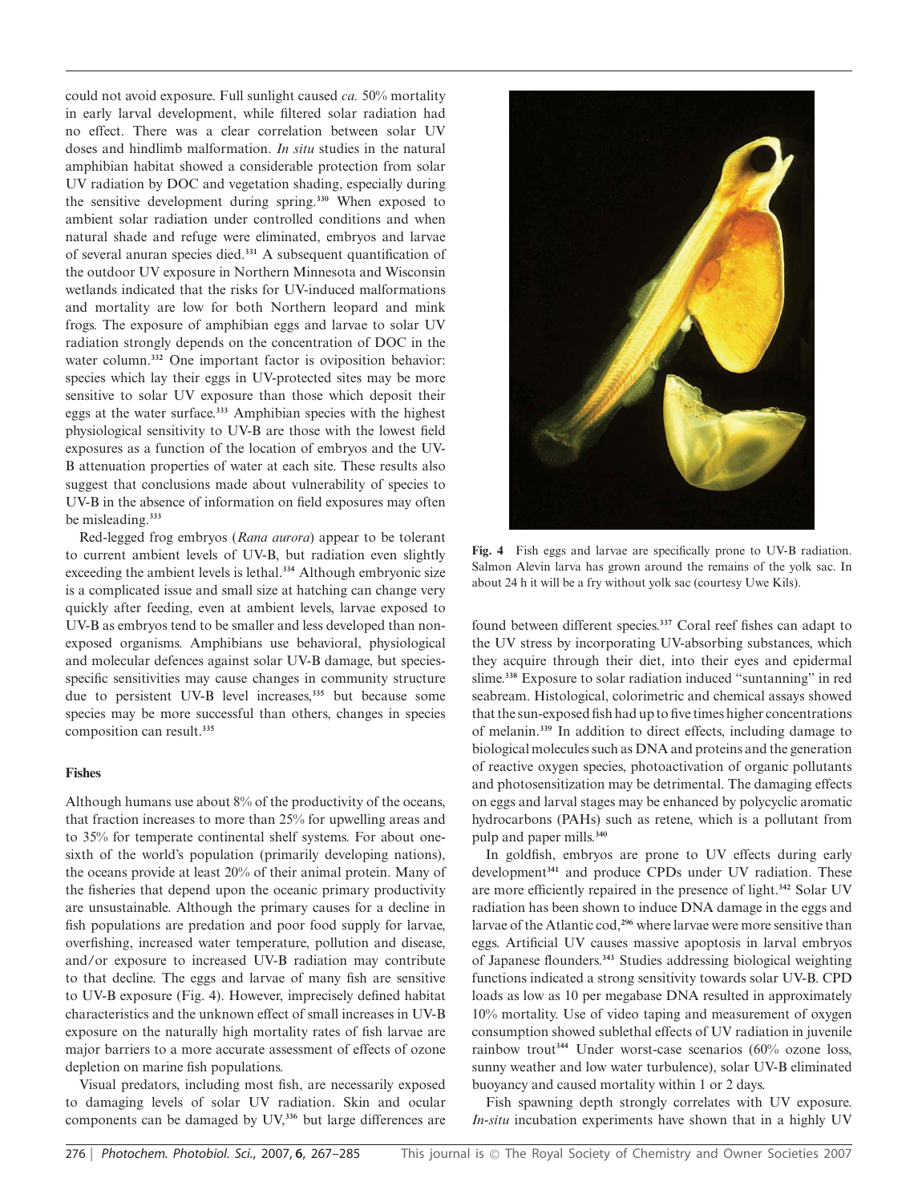could not avoid exposure. Full sunlight caused *ca.* 50% mortality in early larval development, while filtered solar radiation had no effect. There was a clear correlation between solar UV doses and hindlimb malformation. *In situ* studies in the natural amphibian habitat showed a considerable protection from solar UV radiation by DOC and vegetation shading, especially during the sensitive development during spring.[330] When exposed to ambient solar radiation under controlled conditions and when natural shade and refuge were eliminated, embryos and larvae of several anuran species died.[331] A subsequent quantification of the outdoor UV exposure in Northern Minnesota and Wisconsin wetlands indicated that the risks for UV-induced malformations and mortality are low for both Northern leopard and mink frogs. The exposure of amphibian eggs and larvae to solar UV radiation strongly depends on the concentration of DOC in the water column.[332] One important factor is oviposition behavior: species which lay their eggs in UV-protected sites may be more sensitive to solar UV exposure than those which deposit their eggs at the water surface.[333] Amphibian species with the highest physiological sensitivity to UV-B are those with the lowest field exposures as a function of the location of embryos and the UV-B attenuation properties of water at each site. These results also suggest that conclusions made about vulnerability of species to UV-B in the absence of information on field exposures may often be misleading.[333]

Red-legged frog embryos (*Rana aurora*) appear to be tolerant to current ambient levels of UV-B, but radiation even slightly exceeding the ambient levels is lethal.[334] Although embryonic size is a complicated issue and small size at hatching can change very quickly after feeding, even at ambient levels, larvae exposed to UV-B as embryos tend to be smaller and less developed than non-exposed organisms. Amphibians use behavioral, physiological and molecular defences against solar UV-B damage, but species-specific sensitivities may cause changes in community structure due to persistent UV-B level increases,[335] but because some species may be more successful than others, changes in species composition can result.[335]

### Fishes

Although humans use about 8% of the productivity of the oceans, that fraction increases to more than 25% for upwelling areas and to 35% for temperate continental shelf systems. For about one-sixth of the world's population (primarily developing nations), the oceans provide at least 20% of their animal protein. Many of the fisheries that depend upon the oceanic primary productivity are unsustainable. Although the primary causes for a decline in fish populations are predation and poor food supply for larvae, overfishing, increased water temperature, pollution and disease, and/or exposure to increased UV-B radiation may contribute to that decline. The eggs and larvae of many fish are sensitive to UV-B exposure (Fig. 4). However, imprecisely defined habitat characteristics and the unknown effect of small increases in UV-B exposure on the naturally high mortality rates of fish larvae are major barriers to a more accurate assessment of effects of ozone depletion on marine fish populations.

Visual predators, including most fish, are necessarily exposed to damaging levels of solar UV radiation. Skin and ocular components can be damaged by UV,[336] but large differences are found between different species.[337] Coral reef fishes can adapt to the UV stress by incorporating UV-absorbing substances, which they acquire through their diet, into their eyes and epidermal slime.[338] Exposure to solar radiation induced "suntanning" in red seabream. Histological, colorimetric and chemical assays showed that the sun-exposed fish had up to five times higher concentrations of melanin.[339] In addition to direct effects, including damage to biological molecules such as DNA and proteins and the generation of reactive oxygen species, photoactivation of organic pollutants and photosensitization may be detrimental. The damaging effects on eggs and larval stages may be enhanced by polycyclic aromatic hydrocarbons (PAHs) such as retene, which is a pollutant from pulp and paper mills.[340]

**Fig. 4** Fish eggs and larvae are specifically prone to UV-B radiation. Salmon Alevin larva has grown around the remains of the yolk sac. In about 24 h it will be a fry without yolk sac (courtesy Uwe Kils).

In goldfish, embryos are prone to UV effects during early development[341] and produce CPDs under UV radiation. These are more efficiently repaired in the presence of light.[342] Solar UV radiation has been shown to induce DNA damage in the eggs and larvae of the Atlantic cod,[296] where larvae were more sensitive than eggs. Artificial UV causes massive apoptosis in larval embryos of Japanese flounders.[343] Studies addressing biological weighting functions indicated a strong sensitivity towards solar UV-B. CPD loads as low as 10 per megabase DNA resulted in approximately 10% mortality. Use of video taping and measurement of oxygen consumption showed sublethal effects of UV radiation in juvenile rainbow trout[344] Under worst-case scenarios (60% ozone loss, sunny weather and low water turbulence), solar UV-B eliminated buoyancy and caused mortality within 1 or 2 days.

Fish spawning depth strongly correlates with UV exposure. *In-situ* incubation experiments have shown that in a highly UV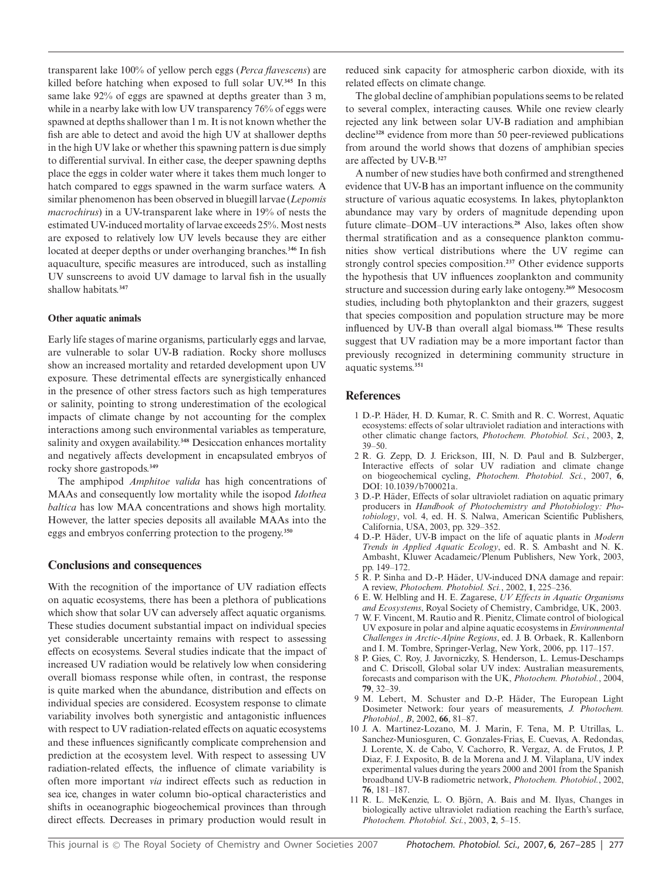transparent lake 100% of yellow perch eggs (*Perca flavescens*) are killed before hatching when exposed to full solar UV.[345] In this same lake 92% of eggs are spawned at depths greater than 3 m, while in a nearby lake with low UV transparency 76% of eggs were spawned at depths shallower than 1 m. It is not known whether the fish are able to detect and avoid the high UV at shallower depths in the high UV lake or whether this spawning pattern is due simply to differential survival. In either case, the deeper spawning depths place the eggs in colder water where it takes them much longer to hatch compared to eggs spawned in the warm surface waters. A similar phenomenon has been observed in bluegill larvae (*Lepomis macrochirus*) in a UV-transparent lake where in 19% of nests the estimated UV-induced mortality of larvae exceeds 25%. Most nests are exposed to relatively low UV levels because they are either located at deeper depths or under overhanging branches.[346] In fish aquaculture, specific measures are introduced, such as installing UV sunscreens to avoid UV damage to larval fish in the usually shallow habitats.[347]

#### Other aquatic animals

Early life stages of marine organisms, particularly eggs and larvae, are vulnerable to solar UV-B radiation. Rocky shore molluscs show an increased mortality and retarded development upon UV exposure. These detrimental effects are synergistically enhanced in the presence of other stress factors such as high temperatures or salinity, pointing to strong underestimation of the ecological impacts of climate change by not accounting for the complex interactions among such environmental variables as temperature, salinity and oxygen availability.[348] Desiccation enhances mortality and negatively affects development in encapsulated embryos of rocky shore gastropods.[349]

The amphipod *Amphitoe valida* has high concentrations of MAAs and consequently low mortality while the isopod *Idothea baltica* has low MAA concentrations and shows high mortality. However, the latter species deposits all available MAAs into the eggs and embryos conferring protection to the progeny.[350]

## Conclusions and consequences

With the recognition of the importance of UV radiation effects on aquatic ecosystems, there has been a plethora of publications which show that solar UV can adversely affect aquatic organisms. These studies document substantial impact on individual species yet considerable uncertainty remains with respect to assessing effects on ecosystems. Several studies indicate that the impact of increased UV radiation would be relatively low when considering overall biomass response while often, in contrast, the response is quite marked when the abundance, distribution and effects on individual species are considered. Ecosystem response to climate variability involves both synergistic and antagonistic influences with respect to UV radiation-related effects on aquatic ecosystems and these influences significantly complicate comprehension and prediction at the ecosystem level. With respect to assessing UV radiation-related effects, the influence of climate variability is often more important *via* indirect effects such as reduction in sea ice, changes in water column bio-optical characteristics and shifts in oceanographic biogeochemical provinces than through direct effects. Decreases in primary production would result in reduced sink capacity for atmospheric carbon dioxide, with its related effects on climate change.

The global decline of amphibian populations seems to be related to several complex, interacting causes. While one review clearly rejected any link between solar UV-B radiation and amphibian decline[328] evidence from more than 50 peer-reviewed publications from around the world shows that dozens of amphibian species are affected by UV-B.[327]

A number of new studies have both confirmed and strengthened evidence that UV-B has an important influence on the community structure of various aquatic ecosystems. In lakes, phytoplankton abundance may vary by orders of magnitude depending upon future climate–DOM–UV interactions.[28] Also, lakes often show thermal stratification and as a consequence plankton communities show vertical distributions where the UV regime can strongly control species composition.[237] Other evidence supports the hypothesis that UV influences zooplankton and community structure and succession during early lake ontogeny.[269] Mesocosm studies, including both phytoplankton and their grazers, suggest that species composition and population structure may be more influenced by UV-B than overall algal biomass.[186] These results suggest that UV radiation may be a more important factor than previously recognized in determining community structure in aquatic systems.[351]

## References

1 D.-P. Häder, H. D. Kumar, R. C. Smith and R. C. Worrest, Aquatic ecosystems: effects of solar ultraviolet radiation and interactions with other climatic change factors, *Photochem. Photobiol. Sci.*, 2003, **2**, 39–50.

2 R. G. Zepp, D. J. Erickson, III, N. D. Paul and B. Sulzberger, Interactive effects of solar UV radiation and climate change on biogeochemical cycling, *Photochem. Photobiol. Sci.*, 2007, **6**, DOI: 10.1039/b700021a.

3 D.-P. Häder, Effects of solar ultraviolet radiation on aquatic primary producers in *Handbook of Photochemistry and Photobiology: Photobiology*, vol. 4, ed. H. S. Nalwa, American Scientific Publishers, California, USA, 2003, pp. 329–352.

4 D.-P. Häder, UV-B impact on the life of aquatic plants in *Modern Trends in Applied Aquatic Ecology*, ed. R. S. Ambasht and N. K. Ambasht, Kluwer Acadameic/Plenum Publishers, New York, 2003, pp. 149–172.

5 R. P. Sinha and D.-P. Häder, UV-induced DNA damage and repair: A review, *Photochem. Photobiol. Sci.*, 2002, **1**, 225–236.

6 E. W. Helbling and H. E. Zagarese, *UV Effects in Aquatic Organisms and Ecosystems*, Royal Society of Chemistry, Cambridge, UK, 2003.

7 W. F. Vincent, M. Rautio and R. Pienitz, Climate control of biological UV exposure in polar and alpine aquatic ecosystems in *Environmental Challenges in Arctic-Alpine Regions*, ed. J. B. Orbaek, R. Kallenborn and I. M. Tombre, Springer-Verlag, New York, 2006, pp. 117–157.

8 P. Gies, C. Roy, J. Javorniczky, S. Henderson, L. Lemus-Deschamps and C. Driscoll, Global solar UV index: Australian measurements, forecasts and comparison with the UK, *Photochem. Photobiol.*, 2004, **79**, 32–39.

9 M. Lebert, M. Schuster and D.-P. Häder, The European Light Dosimeter Network: four years of measurements, *J. Photochem. Photobiol., B*, 2002, **66**, 81–87.

10 J. A. Martinez-Lozano, M. J. Marin, F. Tena, M. P. Utrillas, L. Sanchez-Muniosguren, C. Gonzales-Frias, E. Cuevas, A. Redondas, J. Lorente, X. de Cabo, V. Cachorro, R. Vergaz, A. de Frutos, J. P. Diaz, F. J. Exposito, B. de la Morena and J. M. Vilaplana, UV index experimental values during the years 2000 and 2001 from the Spanish broadband UV-B radiometric network, *Photochem. Photobiol.*, 2002, **76**, 181–187.

11 R. L. McKenzie, L. O. Björn, A. Bais and M. Ilyas, Changes in biologically active ultraviolet radiation reaching the Earth's surface, *Photochem. Photobiol. Sci.*, 2003, **2**, 5–15.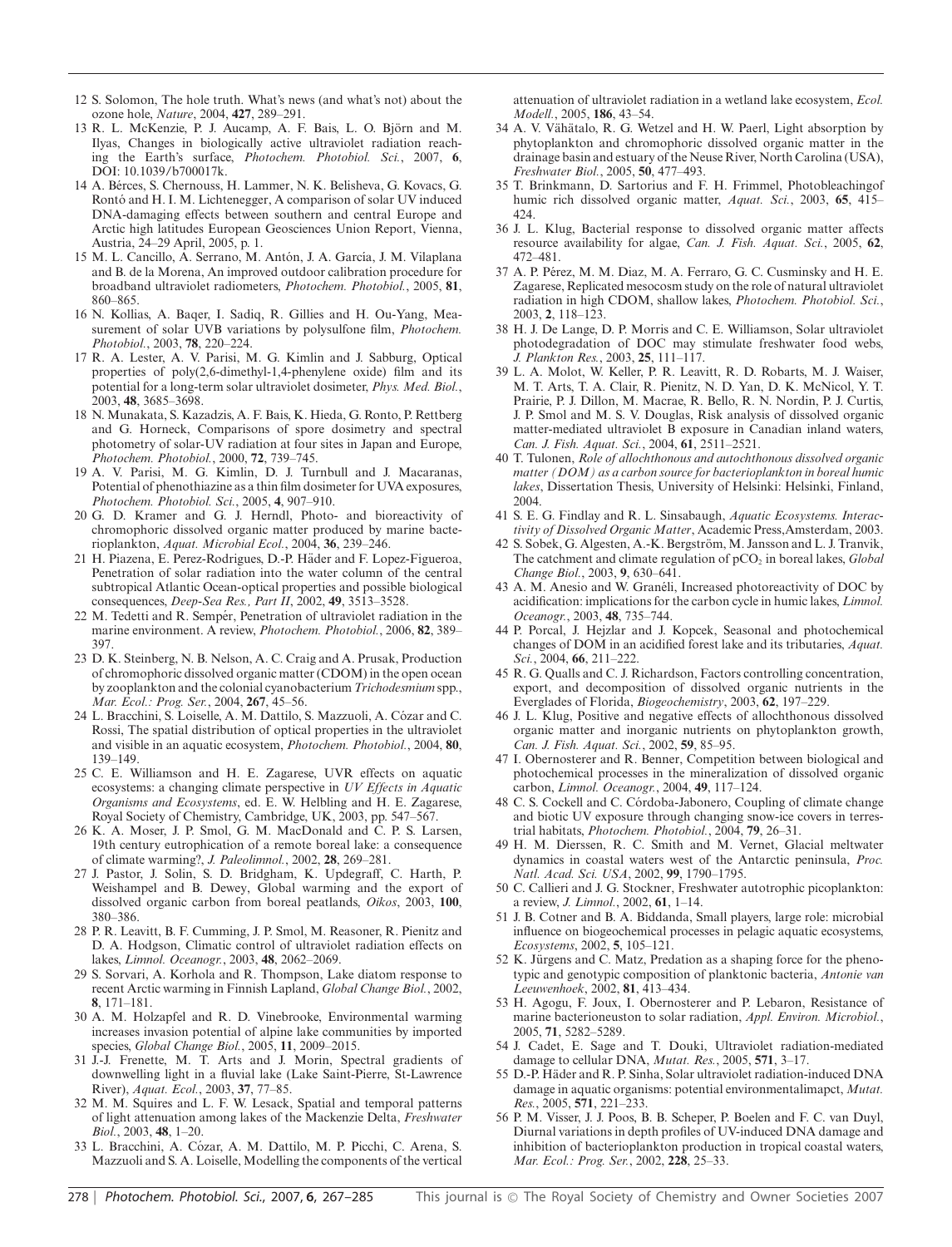12 S. Solomon, The hole truth. What's news (and what's not) about the ozone hole, *Nature*, 2004, **427**, 289–291.

13 R. L. McKenzie, P. J. Aucamp, A. F. Bais, L. O. Björn and M. Ilyas, Changes in biologically active ultraviolet radiation reaching the Earth's surface, *Photochem. Photobiol. Sci.*, 2007, **6**, DOI: 10.1039/b700017k.

14 A. Bérces, S. Chernouss, H. Lammer, N. K. Belisheva, G. Kovacs, G. Rontó and H. I. M. Lichtenegger, A comparison of solar UV induced DNA-damaging effects between southern and central Europe and Arctic high latitudes European Geosciences Union Report, Vienna, Austria, 24–29 April, 2005, p. 1.

15 M. L. Cancillo, A. Serrano, M. Antón, J. A. García, J. M. Vilaplana and B. de la Morena, An improved outdoor calibration procedure for broadband ultraviolet radiometers, *Photochem. Photobiol.*, 2005, **81**, 860–865.

16 N. Kollias, A. Baqer, I. Sadiq, R. Gillies and H. Ou-Yang, Measurement of solar UVB variations by polysulfone film, *Photochem. Photobiol.*, 2003, **78**, 220–224.

17 R. A. Lester, A. V. Parisi, M. G. Kimlin and J. Sabburg, Optical properties of poly(2,6-dimethyl-1,4-phenylene oxide) film and its potential for a long-term solar ultraviolet dosimeter, *Phys. Med. Biol.*, 2003, **48**, 3685–3698.

18 N. Munakata, S. Kazadzis, A. F. Bais, K. Hieda, G. Ronto, P. Rettberg and G. Horneck, Comparisons of spore dosimetry and spectral photometry of solar-UV radiation at four sites in Japan and Europe, *Photochem. Photobiol.*, 2000, **72**, 739–745.

19 A. V. Parisi, M. G. Kimlin, D. J. Turnbull and J. Macaranas, Potential of phenothiazine as a thin film dosimeter for UVA exposures, *Photochem. Photobiol. Sci.*, 2005, **4**, 907–910.

20 G. D. Kramer and G. J. Herndl, Photo- and bioreactivity of chromophoric dissolved organic matter produced by marine bacterioplankton, *Aquat. Microbial Ecol.*, 2004, **36**, 239–246.

21 H. Piazena, E. Perez-Rodrigues, D.-P. Häder and F. Lopez-Figueroa, Penetration of solar radiation into the water column of the central subtropical Atlantic Ocean-optical properties and possible biological consequences, *Deep-Sea Res., Part II*, 2002, **49**, 3513–3528.

22 M. Tedetti and R. Sempér, Penetration of ultraviolet radiation in the marine environment. A review, *Photochem. Photobiol.*, 2006, **82**, 389–397.

23 D. K. Steinberg, N. B. Nelson, A. C. Craig and A. Prusak, Production of chromophoric dissolved organic matter (CDOM) in the open ocean by zooplankton and the colonial cyanobacterium *Trichodesmium* spp., *Mar. Ecol.: Prog. Ser.*, 2004, **267**, 45–56.

24 L. Bracchini, S. Loiselle, A. M. Dattilo, S. Mazzuoli, A. Cózar and C. Rossi, The spatial distribution of optical properties in the ultraviolet and visible in an aquatic ecosystem, *Photochem. Photobiol.*, 2004, **80**, 139–149.

25 C. E. Williamson and H. E. Zagarese, UVR effects on aquatic ecosystems: a changing climate perspective in *UV Effects in Aquatic Organisms and Ecosystems*, ed. E. W. Helbling and H. E. Zagarese, Royal Society of Chemistry, Cambridge, UK, 2003, pp. 547–567.

26 K. A. Moser, J. P. Smol, G. M. MacDonald and C. P. S. Larsen, 19th century eutrophication of a remote boreal lake: a consequence of climate warming?, *J. Paleolimnol.*, 2002, **28**, 269–281.

27 J. Pastor, J. Solin, S. D. Bridgham, K. Updegraff, C. Harth, P. Weishampel and B. Dewey, Global warming and the export of dissolved organic carbon from boreal peatlands, *Oikos*, 2003, **100**, 380–386.

28 P. R. Leavitt, B. F. Cumming, J. P. Smol, M. Reasoner, R. Pienitz and D. A. Hodgson, Climatic control of ultraviolet radiation effects on lakes, *Limnol. Oceanogr.*, 2003, **48**, 2062–2069.

29 S. Sorvari, A. Korhola and R. Thompson, Lake diatom response to recent Arctic warming in Finnish Lapland, *Global Change Biol.*, 2002, **8**, 171–181.

30 A. M. Holzapfel and R. D. Vinebrooke, Environmental warming increases invasion potential of alpine lake communities by imported species, *Global Change Biol.*, 2005, **11**, 2009–2015.

31 J.-J. Frenette, M. T. Arts and J. Morin, Spectral gradients of downwelling light in a fluvial lake (Lake Saint-Pierre, St-Lawrence River), *Aquat. Ecol.*, 2003, **37**, 77–85.

32 M. M. Squires and L. F. W. Lesack, Spatial and temporal patterns of light attenuation among lakes of the Mackenzie Delta, *Freshwater Biol.*, 2003, **48**, 1–20.

33 L. Bracchini, A. Cózar, A. M. Dattilo, M. P. Picchi, C. Arena, S. Mazzuoli and S. A. Loiselle, Modelling the components of the vertical attenuation of ultraviolet radiation in a wetland lake ecosystem, *Ecol. Modell.*, 2005, **186**, 43–54.

34 A. V. Vähätalo, R. G. Wetzel and H. W. Paerl, Light absorption by phytoplankton and chromophoric dissolved organic matter in the drainage basin and estuary of the Neuse River, North Carolina (USA), *Freshwater Biol.*, 2005, **50**, 477–493.

35 T. Brinkmann, D. Sartorius and F. H. Frimmel, Photobleachingof humic rich dissolved organic matter, *Aquat. Sci.*, 2003, **65**, 415–424.

36 J. L. Klug, Bacterial response to dissolved organic matter affects resource availability for algae, *Can. J. Fish. Aquat. Sci.*, 2005, **62**, 472–481.

37 A. P. Pérez, M. M. Diaz, M. A. Ferraro, G. C. Cusminsky and H. E. Zagarese, Replicated mesocosm study on the role of natural ultraviolet radiation in high CDOM, shallow lakes, *Photochem. Photobiol. Sci.*, 2003, **2**, 118–123.

38 H. J. De Lange, D. P. Morris and C. E. Williamson, Solar ultraviolet photodegradation of DOC may stimulate freshwater food webs, *J. Plankton Res.*, 2003, **25**, 111–117.

39 L. A. Molot, W. Keller, P. R. Leavitt, R. D. Robarts, M. J. Waiser, M. T. Arts, T. A. Clair, R. Pienitz, N. D. Yan, D. K. McNicol, Y. T. Prairie, P. J. Dillon, M. Macrae, R. Bello, R. N. Nordin, P. J. Curtis, J. P. Smol and M. S. V. Douglas, Risk analysis of dissolved organic matter-mediated ultraviolet B exposure in Canadian inland waters, *Can. J. Fish. Aquat. Sci.*, 2004, **61**, 2511–2521.

40 T. Tulonen, *Role of allochthonous and autochthonous dissolved organic matter (DOM) as a carbon source for bacterioplankton in boreal humic lakes*, Dissertation Thesis, University of Helsinki: Helsinki, Finland, 2004.

41 S. E. G. Findlay and R. L. Sinsabaugh, *Aquatic Ecosystems. Interactivity of Dissolved Organic Matter*, Academic Press,Amsterdam, 2003.

42 S. Sobek, G. Algesten, A.-K. Bergström, M. Jansson and L. J. Tranvik, The catchment and climate regulation of $pCO_2$ in boreal lakes, *Global Change Biol.*, 2003, **9**, 630–641.

43 A. M. Anesio and W. Granéli, Increased photoreactivity of DOC by acidification: implications for the carbon cycle in humic lakes, *Limnol. Oceanogr.*, 2003, **48**, 735–744.

44 P. Porcal, J. Hejzlar and J. Kopcek, Seasonal and photochemical changes of DOM in an acidified forest lake and its tributaries, *Aquat. Sci.*, 2004, **66**, 211–222.

45 R. G. Qualls and C. J. Richardson, Factors controlling concentration, export, and decomposition of dissolved organic nutrients in the Everglades of Florida, *Biogeochemistry*, 2003, **62**, 197–229.

46 J. L. Klug, Positive and negative effects of allochthonous dissolved organic matter and inorganic nutrients on phytoplankton growth, *Can. J. Fish. Aquat. Sci.*, 2002, **59**, 85–95.

47 I. Obernosterer and R. Benner, Competition between biological and photochemical processes in the mineralization of dissolved organic carbon, *Limnol. Oceanogr.*, 2004, **49**, 117–124.

48 C. S. Cockell and C. Córdoba-Jabonero, Coupling of climate change and biotic UV exposure through changing snow-ice covers in terrestrial habitats, *Photochem. Photobiol.*, 2004, **79**, 26–31.

49 H. M. Dierssen, R. C. Smith and M. Vernet, Glacial meltwater dynamics in coastal waters west of the Antarctic peninsula, *Proc. Natl. Acad. Sci. USA*, 2002, **99**, 1790–1795.

50 C. Callieri and J. G. Stockner, Freshwater autotrophic picoplankton: a review, *J. Limnol.*, 2002, **61**, 1–14.

51 J. B. Cotner and B. A. Biddanda, Small players, large role: microbial influence on biogeochemical processes in pelagic aquatic ecosystems, *Ecosystems*, 2002, **5**, 105–121.

52 K. Jürgens and C. Matz, Predation as a shaping force for the phenotypic and genotypic composition of planktonic bacteria, *Antonie van Leeuwenhoek*, 2002, **81**, 413–434.

53 H. Agogu, F. Joux, I. Obernosterer and P. Lebaron, Resistance of marine bacterioneuston to solar radiation, *Appl. Environ. Microbiol.*, 2005, **71**, 5282–5289.

54 J. Cadet, E. Sage and T. Douki, Ultraviolet radiation-mediated damage to cellular DNA, *Mutat. Res.*, 2005, **571**, 3–17.

55 D.-P. Häder and R. P. Sinha, Solar ultraviolet radiation-induced DNA damage in aquatic organisms: potential environmentalimapct, *Mutat. Res.*, 2005, **571**, 221–233.

56 P. M. Visser, J. J. Poos, B. B. Scheper, P. Boelen and F. C. van Duyl, Diurnal variations in depth profiles of UV-induced DNA damage and inhibition of bacterioplankton production in tropical coastal waters, *Mar. Ecol.: Prog. Ser.*, 2002, **228**, 25–33.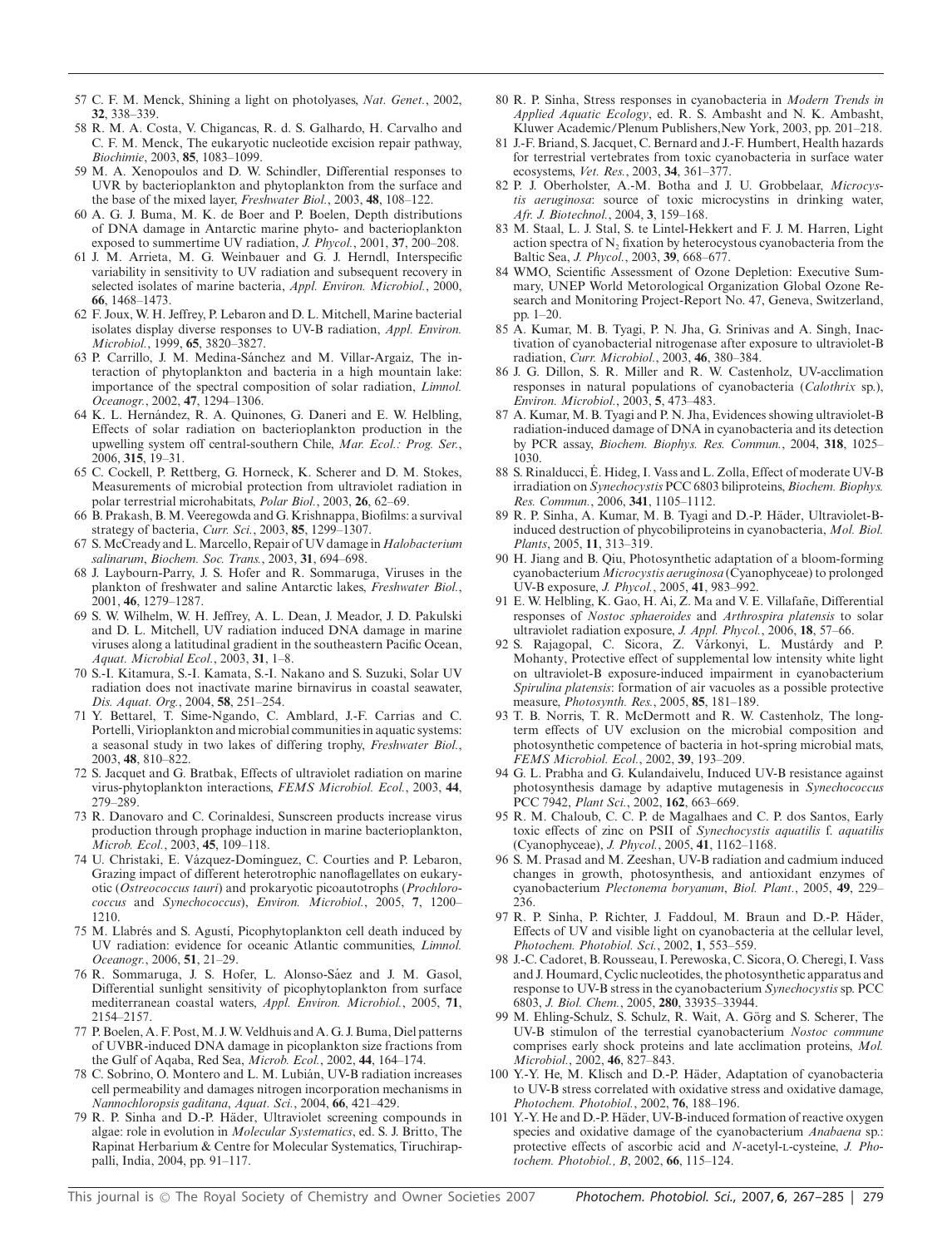57 C. F. M. Menck, Shining a light on photolyases, *Nat. Genet.*, 2002, **32**, 338–339.

58 R. M. A. Costa, V. Chigancas, R. d. S. Galhardo, H. Carvalho and C. F. M. Menck, The eukaryotic nucleotide excision repair pathway, *Biochimie*, 2003, **85**, 1083–1099.

59 M. A. Xenopoulos and D. W. Schindler, Differential responses to UVR by bacterioplankton and phytoplankton from the surface and the base of the mixed layer, *Freshwater Biol.*, 2003, **48**, 108–122.

60 A. G. J. Buma, M. K. de Boer and P. Boelen, Depth distributions of DNA damage in Antarctic marine phyto- and bacterioplankton exposed to summertime UV radiation, *J. Phycol.*, 2001, **37**, 200–208.

61 J. M. Arrieta, M. G. Weinbauer and G. J. Herndl, Interspecific variability in sensitivity to UV radiation and subsequent recovery in selected isolates of marine bacteria, *Appl. Environ. Microbiol.*, 2000, **66**, 1468–1473.

62 F. Joux, W. H. Jeffrey, P. Lebaron and D. L. Mitchell, Marine bacterial isolates display diverse responses to UV-B radiation, *Appl. Environ. Microbiol.*, 1999, **65**, 3820–3827.

63 P. Carrillo, J. M. Medina-Sánchez and M. Villar-Argaiz, The interaction of phytoplankton and bacteria in a high mountain lake: importance of the spectral composition of solar radiation, *Limnol. Oceanogr.*, 2002, **47**, 1294–1306.

64 K. L. Hernández, R. A. Quinones, G. Daneri and E. W. Helbling, Effects of solar radiation on bacterioplankton production in the upwelling system off central-southern Chile, *Mar. Ecol.: Prog. Ser.*, 2006, **315**, 19–31.

65 C. Cockell, P. Rettberg, G. Horneck, K. Scherer and D. M. Stokes, Measurements of microbial protection from ultraviolet radiation in polar terrestrial microhabitats, *Polar Biol.*, 2003, **26**, 62–69.

66 B. Prakash, B. M. Veeregowda and G. Krishnappa, Biofilms: a survival strategy of bacteria, *Curr. Sci.*, 2003, **85**, 1299–1307.

67 S. McCready and L. Marcello, Repair of UV damage in *Halobacterium salinarum*, *Biochem. Soc. Trans.*, 2003, **31**, 694–698.

68 J. Laybourn-Parry, J. S. Hofer and R. Sommaruga, Viruses in the plankton of freshwater and saline Antarctic lakes, *Freshwater Biol.*, 2001, **46**, 1279–1287.

69 S. W. Wilhelm, W. H. Jeffrey, A. L. Dean, J. Meador, J. D. Pakulski and D. L. Mitchell, UV radiation induced DNA damage in marine viruses along a latitudinal gradient in the southeastern Pacific Ocean, *Aquat. Microbial Ecol.*, 2003, **31**, 1–8.

70 S.-I. Kitamura, S.-I. Kamata, S.-I. Nakano and S. Suzuki, Solar UV radiation does not inactivate marine birnavirus in coastal seawater, *Dis. Aquat. Org.*, 2004, **58**, 251–254.

71 Y. Bettarel, T. Sime-Ngando, C. Amblard, J.-F. Carrias and C. Portelli, Virioplankton and microbial communities in aquatic systems: a seasonal study in two lakes of differing trophy, *Freshwater Biol.*, 2003, **48**, 810–822.

72 S. Jacquet and G. Bratbak, Effects of ultraviolet radiation on marine virus-phytoplankton interactions, *FEMS Microbiol. Ecol.*, 2003, **44**, 279–289.

73 R. Danovaro and C. Corinaldesi, Sunscreen products increase virus production through prophage induction in marine bacterioplankton, *Microb. Ecol.*, 2003, **45**, 109–118.

74 U. Christaki, E. Vázquez-Domínguez, C. Courties and P. Lebaron, Grazing impact of different heterotrophic nanoflagellates on eukaryotic (*Ostreococcus tauri*) and prokaryotic picoautotrophs (*Prochlorococcus* and *Synechococcus*), *Environ. Microbiol.*, 2005, **7**, 1200–1210.

75 M. Llabrés and S. Agustí, Picophytoplankton cell death induced by UV radiation: evidence for oceanic Atlantic communities, *Limnol. Oceanogr.*, 2006, **51**, 21–29.

76 R. Sommaruga, J. S. Hofer, L. Alonso-Sáez and J. M. Gasol, Differential sunlight sensitivity of picophytoplankton from surface mediterranean coastal waters, *Appl. Environ. Microbiol.*, 2005, **71**, 2154–2157.

77 P. Boelen, A. F. Post, M. J. W. Veldhuis and A. G. J. Buma, Diel patterns of UVBR-induced DNA damage in picoplankton size fractions from the Gulf of Aqaba, Red Sea, *Microb. Ecol.*, 2002, **44**, 164–174.

78 C. Sobrino, O. Montero and L. M. Lubián, UV-B radiation increases cell permeability and damages nitrogen incorporation mechanisms in *Nannochloropsis gaditana*, *Aquat. Sci.*, 2004, **66**, 421–429.

79 R. P. Sinha and D.-P. Häder, Ultraviolet screening compounds in algae: role in evolution in *Molecular Systematics*, ed. S. J. Britto, The Rapinat Herbarium & Centre for Molecular Systematics, Tiruchirappalli, India, 2004, pp. 91–117.

80 R. P. Sinha, Stress responses in cyanobacteria in *Modern Trends in Applied Aquatic Ecology*, ed. R. S. Ambasht and N. K. Ambasht, Kluwer Academic/Plenum Publishers,New York, 2003, pp. 201–218.

81 J.-F. Briand, S. Jacquet, C. Bernard and J.-F. Humbert, Health hazards for terrestrial vertebrates from toxic cyanobacteria in surface water ecosystems, *Vet. Res.*, 2003, **34**, 361–377.

82 P. J. Oberholster, A.-M. Botha and J. U. Grobbelaar, *Microcystis aeruginosa*: source of toxic microcystins in drinking water, *Afr. J. Biotechnol.*, 2004, **3**, 159–168.

83 M. Staal, L. J. Stal, S. te Lintel-Hekkert and F. J. M. Harren, Light action spectra of $N_2$ fixation by heterocystous cyanobacteria from the Baltic Sea, *J. Phycol.*, 2003, **39**, 668–677.

84 WMO, Scientific Assessment of Ozone Depletion: Executive Summary, UNEP World Metorological Organization Global Ozone Research and Monitoring Project-Report No. 47, Geneva, Switzerland, pp. 1–20.

85 A. Kumar, M. B. Tyagi, P. N. Jha, G. Srinivas and A. Singh, Inactivation of cyanobacterial nitrogenase after exposure to ultraviolet-B radiation, *Curr. Microbiol.*, 2003, **46**, 380–384.

86 J. G. Dillon, S. R. Miller and R. W. Castenholz, UV-acclimation responses in natural populations of cyanobacteria (*Calothrix* sp.), *Environ. Microbiol.*, 2003, **5**, 473–483.

87 A. Kumar, M. B. Tyagi and P. N. Jha, Evidences showing ultraviolet-B radiation-induced damage of DNA in cyanobacteria and its detection by PCR assay, *Biochem. Biophys. Res. Commun.*, 2004, **318**, 1025–1030.

88 S. Rinalducci, É. Hideg, I. Vass and L. Zolla, Effect of moderate UV-B irradiation on *Synechocystis* PCC 6803 biliproteins, *Biochem. Biophys. Res. Commun.*, 2006, **341**, 1105–1112.

89 R. P. Sinha, A. Kumar, M. B. Tyagi and D.-P. Häder, Ultraviolet-B-induced destruction of phycobiliproteins in cyanobacteria, *Mol. Biol. Plants*, 2005, **11**, 313–319.

90 H. Jiang and B. Qiu, Photosynthetic adaptation of a bloom-forming cyanobacterium *Microcystis aeruginosa* (Cyanophyceae) to prolonged UV-B exposure, *J. Phycol.*, 2005, **41**, 983–992.

91 E. W. Helbling, K. Gao, H. Ai, Z. Ma and V. E. Villafañe, Differential responses of *Nostoc sphaeroides* and *Arthrospira platensis* to solar ultraviolet radiation exposure, *J. Appl. Phycol.*, 2006, **18**, 57–66.

92 S. Rajagopal, C. Sicora, Z. Várkonyi, L. Mustárdy and P. Mohanty, Protective effect of supplemental low intensity white light on ultraviolet-B exposure-induced impairment in cyanobacterium *Spirulina platensis*: formation of air vacuoles as a possible protective measure, *Photosynth. Res.*, 2005, **85**, 181–189.

93 T. B. Norris, T. R. McDermott and R. W. Castenholz, The long-term effects of UV exclusion on the microbial composition and photosynthetic competence of bacteria in hot-spring microbial mats, *FEMS Microbiol. Ecol.*, 2002, **39**, 193–209.

94 G. L. Prabha and G. Kulandaivelu, Induced UV-B resistance against photosynthesis damage by adaptive mutagenesis in *Synechococcus* PCC 7942, *Plant Sci.*, 2002, **162**, 663–669.

95 R. M. Chaloub, C. C. P. de Magalhaes and C. P. dos Santos, Early toxic effects of zinc on PSII of *Synechocystis aquatilis* f. *aquatilis* (Cyanophyceae), *J. Phycol.*, 2005, **41**, 1162–1168.

96 S. M. Prasad and M. Zeeshan, UV-B radiation and cadmium induced changes in growth, photosynthesis, and antioxidant enzymes of cyanobacterium *Plectonema boryanum*, *Biol. Plant.*, 2005, **49**, 229–236.

97 R. P. Sinha, P. Richter, J. Faddoul, M. Braun and D.-P. Häder, Effects of UV and visible light on cyanobacteria at the cellular level, *Photochem. Photobiol. Sci.*, 2002, **1**, 553–559.

98 J.-C. Cadoret, B. Rousseau, I. Perewoska, C. Sicora, O. Cheregi, I. Vass and J. Houmard, Cyclic nucleotides, the photosynthetic apparatus and response to UV-B stress in the cyanobacterium *Synechocystis* sp. PCC 6803, *J. Biol. Chem.*, 2005, **280**, 33935–33944.

99 M. Ehling-Schulz, S. Schulz, R. Wait, A. Görg and S. Scherer, The UV-B stimulon of the terrestrial cyanobacterium *Nostoc commune* comprises early shock proteins and late acclimation proteins, *Mol. Microbiol.*, 2002, **46**, 827–843.

100 Y.-Y. He, M. Klisch and D.-P. Häder, Adaptation of cyanobacteria to UV-B stress correlated with oxidative stress and oxidative damage, *Photochem. Photobiol.*, 2002, **76**, 188–196.

101 Y.-Y. He and D.-P. Häder, UV-B-induced formation of reactive oxygen species and oxidative damage of the cyanobacterium *Anabaena* sp.: protective effects of ascorbic acid and *N*-acetyl-L-cysteine, *J. Photochem. Photobiol., B*, 2002, **66**, 115–124.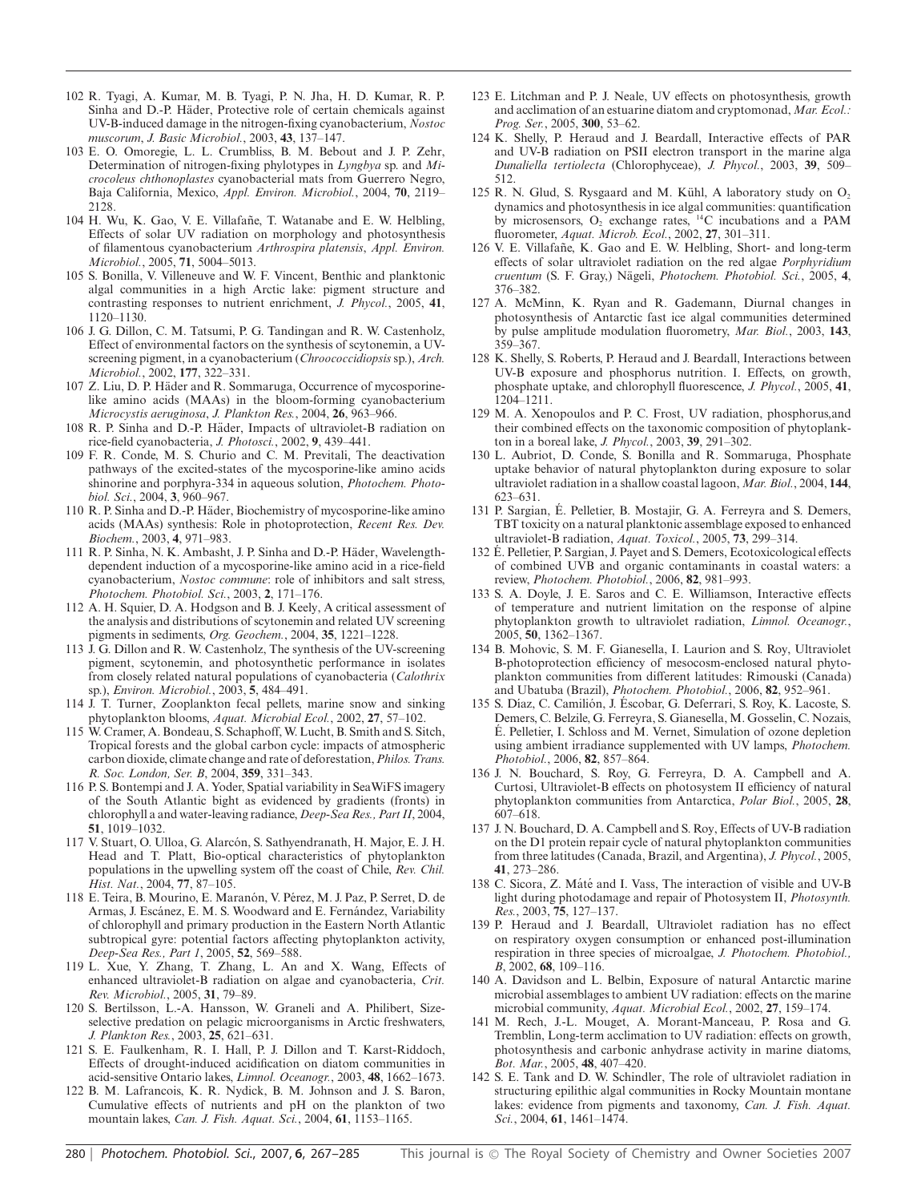102 R. Tyagi, A. Kumar, M. B. Tyagi, P. N. Jha, H. D. Kumar, R. P. Sinha and D.-P. Häder, Protective role of certain chemicals against UV-B-induced damage in the nitrogen-fixing cyanobacterium, *Nostoc muscorum*, *J. Basic Microbiol.*, 2003, **43**, 137–147.

103 E. O. Omoregie, L. L. Crumbliss, B. M. Bebout and J. P. Zehr, Determination of nitrogen-fixing phylotypes in *Lyngbya* sp. and *Microcoleus chthonoplastes* cyanobacterial mats from Guerrero Negro, Baja California, Mexico, *Appl. Environ. Microbiol.*, 2004, **70**, 2119–2128.

104 H. Wu, K. Gao, V. E. Villafañe, T. Watanabe and E. W. Helbling, Effects of solar UV radiation on morphology and photosynthesis of filamentous cyanobacterium *Arthrospira platensis*, *Appl. Environ. Microbiol.*, 2005, **71**, 5004–5013.

105 S. Bonilla, V. Villeneuve and W. F. Vincent, Benthic and planktonic algal communities in a high Arctic lake: pigment structure and contrasting responses to nutrient enrichment, *J. Phycol.*, 2005, **41**, 1120–1130.

106 J. G. Dillon, C. M. Tatsumi, P. G. Tandingan and R. W. Castenholz, Effect of environmental factors on the synthesis of scytonemin, a UV-screening pigment, in a cyanobacterium (*Chroococcidiopsis* sp.), *Arch. Microbiol.*, 2002, **177**, 322–331.

107 Z. Liu, D. P. Häder and R. Sommaruga, Occurrence of mycosporine-like amino acids (MAAs) in the bloom-forming cyanobacterium *Microcystis aeruginosa*, *J. Plankton Res.*, 2004, **26**, 963–966.

108 R. P. Sinha and D.-P. Häder, Impacts of ultraviolet-B radiation on rice-field cyanobacteria, *J. Photosci.*, 2002, **9**, 439–441.

109 F. R. Conde, M. S. Churio and C. M. Previtali, The deactivation pathways of the excited-states of the mycosporine-like amino acids shinorine and porphyra-334 in aqueous solution, *Photochem. Photobiol. Sci.*, 2004, **3**, 960–967.

110 R. P. Sinha and D.-P. Häder, Biochemistry of mycosporine-like amino acids (MAAs) synthesis: Role in photoprotection, *Recent Res. Dev. Biochem.*, 2003, **4**, 971–983.

111 R. P. Sinha, N. K. Ambasht, J. P. Sinha and D.-P. Häder, Wavelength-dependent induction of a mycosporine-like amino acid in a rice-field cyanobacterium, *Nostoc commune*: role of inhibitors and salt stress, *Photochem. Photobiol. Sci.*, 2003, **2**, 171–176.

112 A. H. Squier, D. A. Hodgson and B. J. Keely, A critical assessment of the analysis and distributions of scytonemin and related UV screening pigments in sediments, *Org. Geochem.*, 2004, **35**, 1221–1228.

113 J. G. Dillon and R. W. Castenholz, The synthesis of the UV-screening pigment, scytonemin, and photosynthetic performance in isolates from closely related natural populations of cyanobacteria (*Calothrix* sp.), *Environ. Microbiol.*, 2003, **5**, 484–491.

114 J. T. Turner, Zooplankton fecal pellets, marine snow and sinking phytoplankton blooms, *Aquat. Microbial Ecol.*, 2002, **27**, 57–102.

115 W. Cramer, A. Bondeau, S. Schaphoff, W. Lucht, B. Smith and S. Sitch, Tropical forests and the global carbon cycle: impacts of atmospheric carbon dioxide, climate change and rate of deforestation, *Philos. Trans. R. Soc. London, Ser. B*, 2004, **359**, 331–343.

116 P. S. Bontempi and J. A. Yoder, Spatial variability in SeaWiFS imagery of the South Atlantic bight as evidenced by gradients (fronts) in chlorophyll a and water-leaving radiance, *Deep-Sea Res., Part II*, 2004, **51**, 1019–1032.

117 V. Stuart, O. Ulloa, G. Alarcón, S. Sathyendranath, H. Major, E. J. H. Head and T. Platt, Bio-optical characteristics of phytoplankton populations in the upwelling system off the coast of Chile, *Rev. Chil. Hist. Nat.*, 2004, **77**, 87–105.

118 E. Teira, B. Mourino, E. Maranón, V. Pérez, M. J. Paz, P. Serret, D. de Armas, J. Escánez, E. M. S. Woodward and E. Fernández, Variability of chlorophyll and primary production in the Eastern North Atlantic subtropical gyre: potential factors affecting phytoplankton activity, *Deep-Sea Res., Part 1*, 2005, **52**, 569–588.

119 L. Xue, Y. Zhang, T. Zhang, L. An and X. Wang, Effects of enhanced ultraviolet-B radiation on algae and cyanobacteria, *Crit. Rev. Microbiol.*, 2005, **31**, 79–89.

120 S. Bertilsson, L.-A. Hansson, W. Graneli and A. Philibert, Size-selective predation on pelagic microorganisms in Arctic freshwaters, *J. Plankton Res.*, 2003, **25**, 621–631.

121 S. E. Faulkenham, R. I. Hall, P. J. Dillon and T. Karst-Riddoch, Effects of drought-induced acidification on diatom communities in acid-sensitive Ontario lakes, *Limnol. Oceanogr.*, 2003, **48**, 1662–1673.

122 B. M. Lafrancois, K. R. Nydick, B. M. Johnson and J. S. Baron, Cumulative effects of nutrients and pH on the plankton of two mountain lakes, *Can. J. Fish. Aquat. Sci.*, 2004, **61**, 1153–1165.

123 E. Litchman and P. J. Neale, UV effects on photosynthesis, growth and acclimation of an estuarine diatom and cryptomonad, *Mar. Ecol.: Prog. Ser.*, 2005, **300**, 53–62.

124 K. Shelly, P. Heraud and J. Beardall, Interactive effects of PAR and UV-B radiation on PSII electron transport in the marine alga *Dunaliella tertiolecta* (Chlorophyceae), *J. Phycol.*, 2003, **39**, 509–512.

125 R. N. Glud, S. Rysgaard and M. Kühl, A laboratory study on $O_2$ dynamics and photosynthesis in ice algal communities: quantification by microsensors, $O_2$ exchange rates, $^{14}C$ incubations and a PAM fluorometer, *Aquat. Microb. Ecol.*, 2002, **27**, 301–311.

126 V. E. Villafañe, K. Gao and E. W. Helbling, Short- and long-term effects of solar ultraviolet radiation on the red algae *Porphyridium cruentum* (S. F. Gray,) Nägeli, *Photochem. Photobiol. Sci.*, 2005, **4**, 376–382.

127 A. McMinn, K. Ryan and R. Gademann, Diurnal changes in photosynthesis of Antarctic fast ice algal communities determined by pulse amplitude modulation fluorometry, *Mar. Biol.*, 2003, **143**, 359–367.

128 K. Shelly, S. Roberts, P. Heraud and J. Beardall, Interactions between UV-B exposure and phosphorus nutrition. I. Effects, on growth, phosphate uptake, and chlorophyll fluorescence, *J. Phycol.*, 2005, **41**, 1204–1211.

129 M. A. Xenopoulos and P. C. Frost, UV radiation, phosphorus,and their combined effects on the taxonomic composition of phytoplankton in a boreal lake, *J. Phycol.*, 2003, **39**, 291–302.

130 L. Aubriot, D. Conde, S. Bonilla and R. Sommaruga, Phosphate uptake behavior of natural phytoplankton during exposure to solar ultraviolet radiation in a shallow coastal lagoon, *Mar. Biol.*, 2004, **144**, 623–631.

131 P. Sargian, É. Pelletier, B. Mostajir, G. A. Ferreyra and S. Demers, TBT toxicity on a natural planktonic assemblage exposed to enhanced ultraviolet-B radiation, *Aquat. Toxicol.*, 2005, **73**, 299–314.

132 É. Pelletier, P. Sargian, J. Payet and S. Demers, Ecotoxicological effects of combined UVB and organic contaminants in coastal waters: a review, *Photochem. Photobiol.*, 2006, **82**, 981–993.

133 S. A. Doyle, J. E. Saros and C. E. Williamson, Interactive effects of temperature and nutrient limitation on the response of alpine phytoplankton growth to ultraviolet radiation, *Limnol. Oceanogr.*, 2005, **50**, 1362–1367.

134 B. Mohovic, S. M. F. Gianesella, I. Laurion and S. Roy, Ultraviolet B-photoprotection efficiency of mesocosm-enclosed natural phytoplankton communities from different latitudes: Rimouski (Canada) and Ubatuba (Brazil), *Photochem. Photobiol.*, 2006, **82**, 952–961.

135 S. Díaz, C. Camilión, J. Éscobar, G. Deferrari, S. Roy, K. Lacoste, S. Demers, C. Belzile, G. Ferreyra, S. Gianesella, M. Gosselin, C. Nozais, É. Pelletier, I. Schloss and M. Vernet, Simulation of ozone depletion using ambient irradiance supplemented with UV lamps, *Photochem. Photobiol.*, 2006, **82**, 857–864.

136 J. N. Bouchard, S. Roy, G. Ferreyra, D. A. Campbell and A. Curtosi, Ultraviolet-B effects on photosystem II efficiency of natural phytoplankton communities from Antarctica, *Polar Biol.*, 2005, **28**, 607–618.

137 J. N. Bouchard, D. A. Campbell and S. Roy, Effects of UV-B radiation on the D1 protein repair cycle of natural phytoplankton communities from three latitudes (Canada, Brazil, and Argentina), *J. Phycol.*, 2005, **41**, 273–286.

138 C. Sicora, Z. Máté and I. Vass, The interaction of visible and UV-B light during photodamage and repair of Photosystem II, *Photosynth. Res.*, 2003, **75**, 127–137.

139 P. Heraud and J. Beardall, Ultraviolet radiation has no effect on respiratory oxygen consumption or enhanced post-illumination respiration in three species of microalgae, *J. Photochem. Photobiol., B*, 2002, **68**, 109–116.

140 A. Davidson and L. Belbin, Exposure of natural Antarctic marine microbial assemblages to ambient UV radiation: effects on the marine microbial community, *Aquat. Microbial Ecol.*, 2002, **27**, 159–174.

141 M. Rech, J.-L. Mouget, A. Morant-Manceau, P. Rosa and G. Tremblin, Long-term acclimation to UV radiation: effects on growth, photosynthesis and carbonic anhydrase activity in marine diatoms, *Bot. Mar.*, 2005, **48**, 407–420.

142 S. E. Tank and D. W. Schindler, The role of ultraviolet radiation in structuring epilithic algal communities in Rocky Mountain montane lakes: evidence from pigments and taxonomy, *Can. J. Fish. Aquat. Sci.*, 2004, **61**, 1461–1474.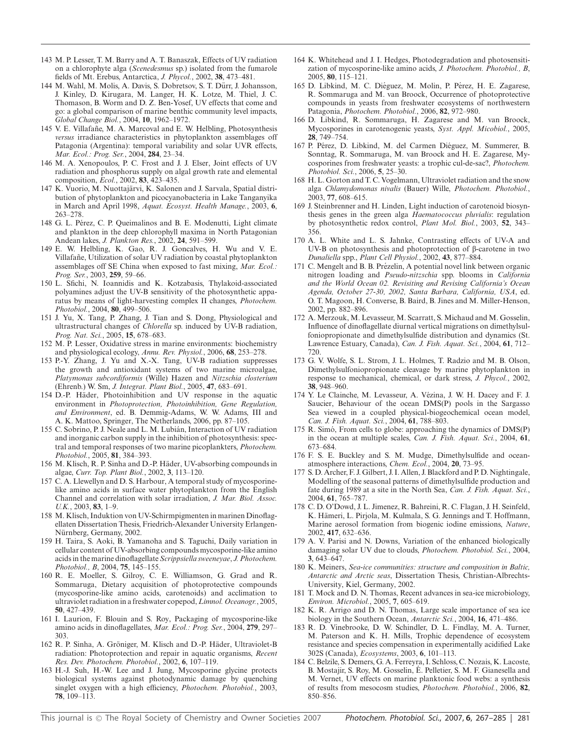143 M. P. Lesser, T. M. Barry and A. T. Banaszak, Effects of UV radiation on a chlorophyte alga (*Scenedesmus* sp.) isolated from the fumarole fields of Mt. Erebus, Antarctica, *J. Phycol.*, 2002, **38**, 473–481.

144 M. Wahl, M. Molis, A. Davis, S. Dobretsov, S. T. Dürr, J. Johansson, J. Kinley, D. Kirugara, M. Langer, H. K. Lotze, M. Thiel, J. C. Thomason, B. Worm and D. Z. Ben-Yosef, UV effects that come and go: a global comparison of marine benthic community level impacts, *Global Change Biol.*, 2004, **10**, 1962–1972.

145 V. E. Villafañe, M. A. Marcoval and E. W. Helbling, Photosynthesis *versus* irradiance characteristics in phytoplankton assemblages off Patagonia (Argentina): temporal variability and solar UVR effects, *Mar. Ecol.: Prog. Ser.*, 2004, **284**, 23–34.

146 M. A. Xenopoulos, P. C. Frost and J. J. Elser, Joint effects of UV radiation and phosphorus supply on algal growth rate and elemental composition, *Ecol.*, 2002, **83**, 423–435.

147 K. Vuorio, M. Nuottajärvi, K. Salonen and J. Sarvala, Spatial distribution of phytoplankton and picocyanobacteria in Lake Tanganyika in March and April 1998, *Aquat. Ecosyst. Health Manage.*, 2003, **6**, 263–278.

148 G. L. Pérez, C. P. Queimalinos and B. E. Modenutti, Light climate and plankton in the deep chlorophyll maxima in North Patagonian Andean lakes, *J. Plankton Res.*, 2002, **24**, 591–599.

149 E. W. Helbling, K. Gao, R. J. Goncalves, H. Wu and V. E. Villafañe, Utilization of solar UV radiation by coastal phytoplankton assemblages off SE China when exposed to fast mixing, *Mar. Ecol.: Prog. Ser.*, 2003, **259**, 59–66.

150 L. Sfichi, N. Ioannidis and K. Kotzabasis, Thylakoid-associated polyamines adjust the UV-B sensitivity of the photosynthetic apparatus by means of light-harvesting complex II changes, *Photochem. Photobiol.*, 2004, **80**, 499–506.

151 J. Yu, X. Tang, P. Zhang, J. Tian and S. Dong, Physiological and ultrastructural changes of *Chlorella* sp. induced by UV-B radiation, *Prog. Nat. Sci.*, 2005, **15**, 678–683.

152 M. P. Lesser, Oxidative stress in marine environments: biochemistry and physiological ecology, *Annu. Rev. Physiol.*, 2006, **68**, 253–278.

153 P.-Y. Zhang, J. Yu and X.-X. Tang, UV-B radiation suppresses the growth and antioxidant systems of two marine microalgae, *Platymonas subcordiformis* (Wille) Hazen and *Nitzschia closterium* (Ehrenb.) W. Sm, *J. Integrat. Plant Biol.*, 2005, **47**, 683–691.

154 D.-P. Häder, Photoinhibition and UV response in the aquatic environment in *Photoprotection, Photoinhibition, Gene Regulation, and Environment*, ed. B. Demmig-Adams, W. W. Adams, III and A. K. Mattoo, Springer, The Netherlands, 2006, pp. 87–105.

155 C. Sobrino, P. J. Neale and L. M. Lubián, Interaction of UV radiation and inorganic carbon supply in the inhibition of photosynthesis: spectral and temporal responses of two marine picoplankters, *Photochem. Photobiol.*, 2005, **81**, 384–393.

156 M. Klisch, R. P. Sinha and D.-P. Häder, UV-absorbing compounds in algae, *Curr. Top. Plant Biol.*, 2002, **3**, 113–120.

157 C. A. Llewellyn and D. S. Harbour, A temporal study of mycosporine-like amino acids in surface water phytoplankton from the English Channel and correlation with solar irradiation, *J. Mar. Biol. Assoc. U.K.*, 2003, **83**, 1–9.

158 M. Klisch, Induktion von UV-Schirmpigmenten in marinen Dinoflagellaten Dissertation Thesis, Friedrich-Alexander University Erlangen-Nürnberg, Germany, 2002.

159 H. Taira, S. Aoki, B. Yamanoha and S. Taguchi, Daily variation in cellular content of UV-absorbing compounds mycosporine-like amino acids in the marine dinoflagellate *Scrippsiella sweeneyae*, *J. Photochem. Photobiol., B*, 2004, **75**, 145–155.

160 R. E. Moeller, S. Gilroy, C. E. Williamson, G. Grad and R. Sommaruga, Dietary acquisition of photoprotective compounds (mycosporine-like amino acids, carotenoids) and acclimation to ultraviolet radiation in a freshwater copepod, *Limnol. Oceanogr.*, 2005, **50**, 427–439.

161 I. Laurion, F. Blouin and S. Roy, Packaging of mycosporine-like amino acids in dinoflagellates, *Mar. Ecol.: Prog. Ser.*, 2004, **279**, 297–303.

162 R. P. Sinha, A. Gröniger, M. Klisch and D.-P. Häder, Ultraviolet-B radiation: Photoprotection and repair in aquatic organisms, *Recent Res. Dev. Photochem. Photobiol.*, 2002, **6**, 107–119.

163 H.-J. Suh, H.-W. Lee and J. Jung, Mycosporine glycine protects biological systems against photodynamic damage by quenching singlet oxygen with a high efficiency, *Photochem. Photobiol.*, 2003, **78**, 109–113.

164 K. Whitehead and J. I. Hedges, Photodegradation and photosensitization of mycosporine-like amino acids, *J. Photochem. Photobiol., B*, 2005, **80**, 115–121.

165 D. Libkind, M. C. Diéguez, M. Molin, P. Pérez, H. E. Zagarese, R. Sommaruga and M. van Broock, Occurrence of photoprotective compounds in yeasts from freshwater ecosystems of northwestern Patagonia, *Photochem. Photobiol.*, 2006, **82**, 972–980.

166 D. Libkind, R. Sommaruga, H. Zagarese and M. van Broock, Mycosporines in carotenogenic yeasts, *Syst. Appl. Micobiol.*, 2005, **28**, 749–754.

167 P. Pérez, D. Libkind, M. del Carmen Diéguez, M. Summerer, B. Sonntag, R. Sommaruga, M. van Broock and H. E. Zagarese, Mycosporines from freshwater yeasts: a trophic cul-de-sac?, *Photochem. Photobiol. Sci.*, 2006, **5**, 25–30.

168 H. L. Gorton and T. C. Vogelmann, Ultraviolet radiation and the snow alga *Chlamydomonas nivalis* (Bauer) Wille, *Photochem. Photobiol.*, 2003, **77**, 608–615.

169 J. Steinbrenner and H. Linden, Light induction of carotenoid biosynthesis genes in the green alga *Haematococcus pluvialis*: regulation by photosynthetic redox control, *Plant Mol. Biol.*, 2003, **52**, 343–356.

170 A. L. White and L. S. Jahnke, Contrasting effects of UV-A and UV-B on photosynthesis and photoprotection of β-carotene in two *Dunaliella* spp., *Plant Cell Physiol.*, 2002, **43**, 877–884.

171 C. Mengelt and B. B. Prézelin, A potential novel link between organic nitrogen loading and *Pseudo-nitzschia* spp. blooms in *California and the World Ocean 02. Revisiting and Revising California's Ocean Agenda, October 27-30, 2002, Santa Barbara, California, USA*, ed. O. T. Magoon, H. Converse, B. Baird, B. Jines and M. Miller-Henson, 2002, pp. 882–896.

172 A. Merzouk, M. Levasseur, M. Scarratt, S. Michaud and M. Gosselin, Influence of dinoflagellate diurnal vertical migrations on dimethylsulfoniopropionate and dimethylsulfide distribution and dynamics (St. Lawrence Estuary, Canada), *Can. J. Fish. Aquat. Sci.*, 2004, **61**, 712–720.

173 G. V. Wolfe, S. L. Strom, J. L. Holmes, T. Radzio and M. B. Olson, Dimethylsulfoniopropionate cleavage by marine phytoplankton in response to mechanical, chemical, or dark stress, *J. Phycol.*, 2002, **38**, 948–960.

174 Y. Le Clainche, M. Levasseur, A. Vézina, J. W. H. Dacey and F. J. Saucier, Behaviour of the ocean DMS(P) pools in the Sargasso Sea viewed in a coupled physical-biogeochemical ocean model, *Can. J. Fish. Aquat. Sci.*, 2004, **61**, 788–803.

175 R. Simó, From cells to globe: approaching the dynamics of DMS(P) in the ocean at multiple scales, *Can. J. Fish. Aquat. Sci.*, 2004, **61**, 673–684.

176 F. S. E. Buckley and S. M. Mudge, Dimethylsulfide and ocean-atmosphere interactions, *Chem. Ecol.*, 2004, **20**, 73–95.

177 S. D. Archer, F. J. Gilbert, J. I. Allen, J. Blackford and P. D. Nightingale, Modelling of the seasonal patterns of dimethylsulfide production and fate during 1989 at a site in the North Sea, *Can. J. Fish. Aquat. Sci.*, 2004, **61**, 765–787.

178 C. D. O'Dowd, J. L. Jimenez, R. Bahreini, R. C. Flagan, J. H. Seinfeld, K. Hämeri, L. Pirjola, M. Kulmala, S. G. Jennings and T. Hoffmann, Marine aerosol formation from biogenic iodine emissions, *Nature*, 2002, **417**, 632–636.

179 A. V. Parisi and N. Downs, Variation of the enhanced biologically damaging solar UV due to clouds, *Photochem. Photobiol. Sci.*, 2004, **3**, 643–647.

180 K. Meiners, *Sea-ice communities: structure and composition in Baltic, Antarctic and Arctic seas*, Dissertation Thesis, Christian-Albrechts-University, Kiel, Germany, 2002.

181 T. Mock and D. N. Thomas, Recent advances in sea-ice microbiology, *Environ. Microbiol.*, 2005, **7**, 605–619.

182 K. R. Arrigo and D. N. Thomas, Large scale importance of sea ice biology in the Southern Ocean, *Antarctic Sci.*, 2004, **16**, 471–486.

183 R. D. Vinebrooke, D. W. Schindler, D. L. Findlay, M. A. Turner, M. Paterson and K. H. Mills, Trophic dependence of ecosystem resistance and species compensation in experimentally acidified Lake 302S (Canada), *Ecosystems*, 2003, **6**, 101–113.

184 C. Belzile, S. Demers, G. A. Ferreyra, I. Schloss, C. Nozais, K. Lacoste, B. Mostajir, S. Roy, M. Gosselin, É. Pelletier, S. M. F. Gianesella and M. Vernet, UV effects on marine planktonic food webs: a synthesis of results from mesocosm studies, *Photochem. Photobiol.*, 2006, **82**, 850–856.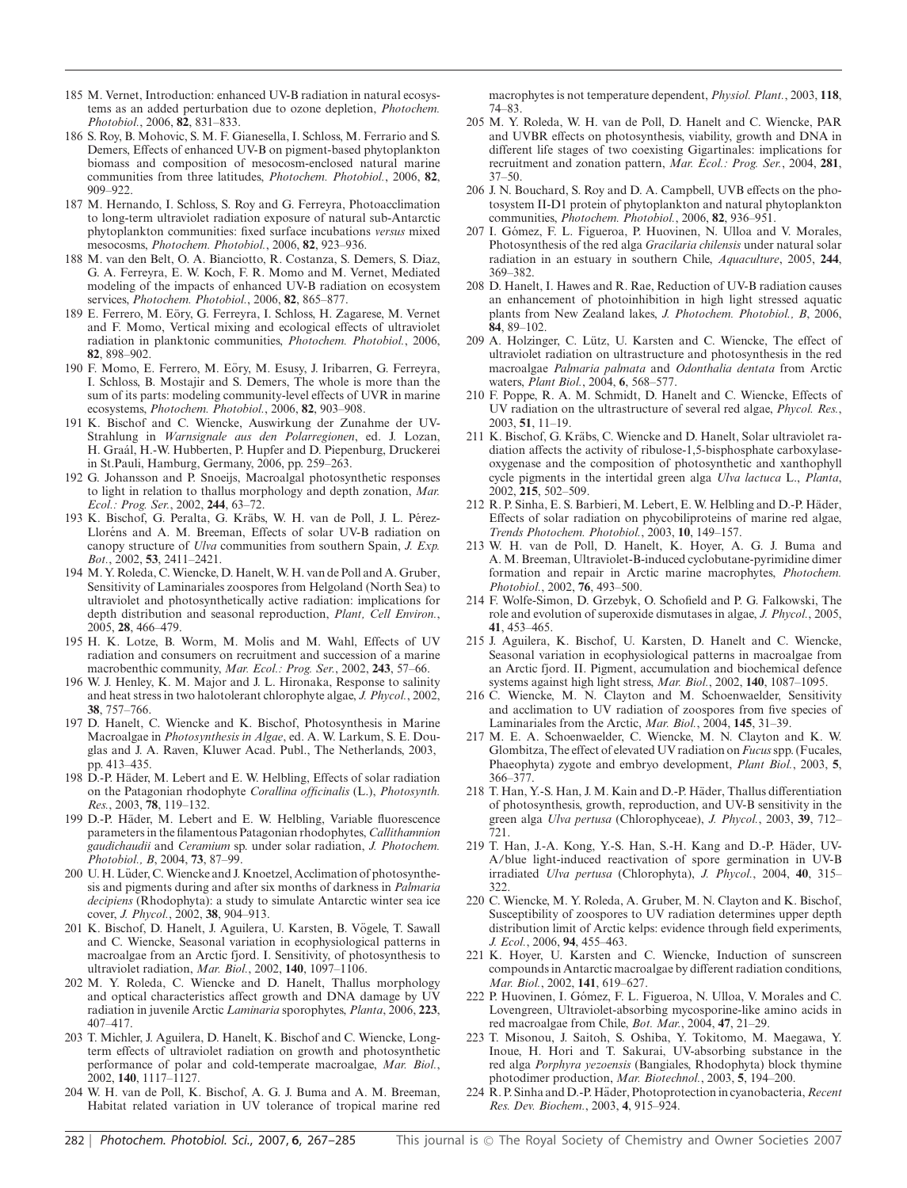185 M. Vernet, Introduction: enhanced UV-B radiation in natural ecosystems as an added perturbation due to ozone depletion, *Photochem. Photobiol.*, 2006, **82**, 831–833.

186 S. Roy, B. Mohovic, S. M. F. Gianesella, I. Schloss, M. Ferrario and S. Demers, Effects of enhanced UV-B on pigment-based phytoplankton biomass and composition of mesocosm-enclosed natural marine communities from three latitudes, *Photochem. Photobiol.*, 2006, **82**, 909–922.

187 M. Hernando, I. Schloss, S. Roy and G. Ferreyra, Photoacclimation to long-term ultraviolet radiation exposure of natural sub-Antarctic phytoplankton communities: fixed surface incubations *versus* mixed mesocosms, *Photochem. Photobiol.*, 2006, **82**, 923–936.

188 M. van den Belt, O. A. Bianciotto, R. Costanza, S. Demers, S. Diaz, G. A. Ferreyra, E. W. Koch, F. R. Momo and M. Vernet, Mediated modeling of the impacts of enhanced UV-B radiation on ecosystem services, *Photochem. Photobiol.*, 2006, **82**, 865–877.

189 E. Ferrero, M. Eöry, G. Ferreyra, I. Schloss, H. Zagarese, M. Vernet and F. Momo, Vertical mixing and ecological effects of ultraviolet radiation in planktonic communities, *Photochem. Photobiol.*, 2006, **82**, 898–902.

190 F. Momo, E. Ferrero, M. Eöry, M. Esusy, J. Iribarren, G. Ferreyra, I. Schloss, B. Mostajir and S. Demers, The whole is more than the sum of its parts: modeling community-level effects of UVR in marine ecosystems, *Photochem. Photobiol.*, 2006, **82**, 903–908.

191 K. Bischof and C. Wiencke, Auswirkung der Zunahme der UV-Strahlung in *Warnsignale aus den Polarregionen*, ed. J. Lozan, H. Graál, H.-W. Hubberten, P. Hupfer and D. Piepenburg, Druckerei in St.Pauli, Hamburg, Germany, 2006, pp. 259–263.

192 G. Johansson and P. Snoeijs, Macroalgal photosynthetic responses to light in relation to thallus morphology and depth zonation, *Mar. Ecol.: Prog. Ser.*, 2002, **244**, 63–72.

193 K. Bischof, G. Peralta, G. Kräbs, W. H. van de Poll, J. L. Pérez-Lloréns and A. M. Breeman, Effects of solar UV-B radiation on canopy structure of *Ulva* communities from southern Spain, *J. Exp. Bot.*, 2002, **53**, 2411–2421.

194 M. Y. Roleda, C. Wiencke, D. Hanelt, W. H. van de Poll and A. Gruber, Sensitivity of Laminariales zoospores from Helgoland (North Sea) to ultraviolet and photosynthetically active radiation: implications for depth distribution and seasonal reproduction, *Plant, Cell Environ.*, 2005, **28**, 466–479.

195 H. K. Lotze, B. Worm, M. Molis and M. Wahl, Effects of UV radiation and consumers on recruitment and succession of a marine macrobenthic community, *Mar. Ecol.: Prog. Ser.*, 2002, **243**, 57–66.

196 W. J. Henley, K. M. Major and J. L. Hironaka, Response to salinity and heat stress in two halotolerant chlorophyte algae, *J. Phycol.*, 2002, **38**, 757–766.

197 D. Hanelt, C. Wiencke and K. Bischof, Photosynthesis in Marine Macroalgae in *Photosynthesis in Algae*, ed. A. W. Larkum, S. E. Douglas and J. A. Raven, Kluwer Acad. Publ., The Netherlands, 2003, pp. 413–435.

198 D.-P. Häder, M. Lebert and E. W. Helbling, Effects of solar radiation on the Patagonian rhodophyte *Corallina officinalis* (L.), *Photosynth. Res.*, 2003, **78**, 119–132.

199 D.-P. Häder, M. Lebert and E. W. Helbling, Variable fluorescence parameters in the filamentous Patagonian rhodophytes, *Callithamnion gaudichaudii* and *Ceramium* sp. under solar radiation, *J. Photochem. Photobiol., B*, 2004, **73**, 87–99.

200 U. H. Lüder, C. Wiencke and J. Knoetzel, Acclimation of photosynthesis and pigments during and after six months of darkness in *Palmaria decipiens* (Rhodophyta): a study to simulate Antarctic winter sea ice cover, *J. Phycol.*, 2002, **38**, 904–913.

201 K. Bischof, D. Hanelt, J. Aguilera, U. Karsten, B. Vögele, T. Sawall and C. Wiencke, Seasonal variation in ecophysiological patterns in macroalgae from an Arctic fjord. I. Sensitivity, of photosynthesis to ultraviolet radiation, *Mar. Biol.*, 2002, **140**, 1097–1106.

202 M. Y. Roleda, C. Wiencke and D. Hanelt, Thallus morphology and optical characteristics affect growth and DNA damage by UV radiation in juvenile Arctic *Laminaria* sporophytes, *Planta*, 2006, **223**, 407–417.

203 T. Michler, J. Aguilera, D. Hanelt, K. Bischof and C. Wiencke, Long-term effects of ultraviolet radiation on growth and photosynthetic performance of polar and cold-temperate macroalgae, *Mar. Biol.*, 2002, **140**, 1117–1127.

204 W. H. van de Poll, K. Bischof, A. G. J. Buma and A. M. Breeman, Habitat related variation in UV tolerance of tropical marine red macrophytes is not temperature dependent, *Physiol. Plant.*, 2003, **118**, 74–83.

205 M. Y. Roleda, W. H. van de Poll, D. Hanelt and C. Wiencke, PAR and UVBR effects on photosynthesis, viability, growth and DNA in different life stages of two coexisting Gigartinales: implications for recruitment and zonation pattern, *Mar. Ecol.: Prog. Ser.*, 2004, **281**, 37–50.

206 J. N. Bouchard, S. Roy and D. A. Campbell, UVB effects on the photosystem II-D1 protein of phytoplankton and natural phytoplankton communities, *Photochem. Photobiol.*, 2006, **82**, 936–951.

207 I. Gómez, F. L. Figueroa, P. Huovinen, N. Ulloa and V. Morales, Photosynthesis of the red alga *Gracilaria chilensis* under natural solar radiation in an estuary in southern Chile, *Aquaculture*, 2005, **244**, 369–382.

208 D. Hanelt, I. Hawes and R. Rae, Reduction of UV-B radiation causes an enhancement of photoinhibition in high light stressed aquatic plants from New Zealand lakes, *J. Photochem. Photobiol., B*, 2006, **84**, 89–102.

209 A. Holzinger, C. Lütz, U. Karsten and C. Wiencke, The effect of ultraviolet radiation on ultrastructure and photosynthesis in the red macroalgae *Palmaria palmata* and *Odonthalia dentata* from Arctic waters, *Plant Biol.*, 2004, **6**, 568–577.

210 F. Poppe, R. A. M. Schmidt, D. Hanelt and C. Wiencke, Effects of UV radiation on the ultrastructure of several red algae, *Phycol. Res.*, 2003, **51**, 11–19.

211 K. Bischof, G. Kräbs, C. Wiencke and D. Hanelt, Solar ultraviolet radiation affects the activity of ribulose-1,5-bisphosphate carboxylase-oxygenase and the composition of photosynthetic and xanthophyll cycle pigments in the intertidal green alga *Ulva lactuca* L., *Planta*, 2002, **215**, 502–509.

212 R. P. Sinha, E. S. Barbieri, M. Lebert, E. W. Helbling and D.-P. Häder, Effects of solar radiation on phycobiliproteins of marine red algae, *Trends Photochem. Photobiol.*, 2003, **10**, 149–157.

213 W. H. van de Poll, D. Hanelt, K. Hoyer, A. G. J. Buma and A. M. Breeman, Ultraviolet-B-induced cyclobutane-pyrimidine dimer formation and repair in Arctic marine macrophytes, *Photochem. Photobiol.*, 2002, **76**, 493–500.

214 F. Wolfe-Simon, D. Grzebyk, O. Schofield and P. G. Falkowski, The role and evolution of superoxide dismutases in algae, *J. Phycol.*, 2005, **41**, 453–465.

215 J. Aguilera, K. Bischof, U. Karsten, D. Hanelt and C. Wiencke, Seasonal variation in ecophysiological patterns in macroalgae from an Arctic fjord. II. Pigment, accumulation and biochemical defence systems against high light stress, *Mar. Biol.*, 2002, **140**, 1087–1095.

216 C. Wiencke, M. N. Clayton and M. Schoenwaelder, Sensitivity and acclimation to UV radiation of zoospores from five species of Laminariales from the Arctic, *Mar. Biol.*, 2004, **145**, 31–39.

217 M. E. A. Schoenwaelder, C. Wiencke, M. N. Clayton and K. W. Glombitza, The effect of elevated UV radiation on *Fucus* spp. (Fucales, Phaeophyta) zygote and embryo development, *Plant Biol.*, 2003, **5**, 366–377.

218 T. Han, Y.-S. Han, J. M. Kain and D.-P. Häder, Thallus differentiation of photosynthesis, growth, reproduction, and UV-B sensitivity in the green alga *Ulva pertusa* (Chlorophyceae), *J. Phycol.*, 2003, **39**, 712–721.

219 T. Han, J.-A. Kong, Y.-S. Han, S.-H. Kang and D.-P. Häder, UV-A/blue light-induced reactivation of spore germination in UV-B irradiated *Ulva pertusa* (Chlorophyta), *J. Phycol.*, 2004, **40**, 315–322.

220 C. Wiencke, M. Y. Roleda, A. Gruber, M. N. Clayton and K. Bischof, Susceptibility of zoospores to UV radiation determines upper depth distribution limit of Arctic kelps: evidence through field experiments, *J. Ecol.*, 2006, **94**, 455–463.

221 K. Hoyer, U. Karsten and C. Wiencke, Induction of sunscreen compounds in Antarctic macroalgae by different radiation conditions, *Mar. Biol.*, 2002, **141**, 619–627.

222 P. Huovinen, I. Gómez, F. L. Figueroa, N. Ulloa, V. Morales and C. Lovengreen, Ultraviolet-absorbing mycosporine-like amino acids in red macroalgae from Chile, *Bot. Mar.*, 2004, **47**, 21–29.

223 T. Misonou, J. Saitoh, S. Oshiba, Y. Tokitomo, M. Maegawa, Y. Inoue, H. Hori and T. Sakurai, UV-absorbing substance in the red alga *Porphyra yezoensis* (Bangiales, Rhodophyta) block thymine photodimer production, *Mar. Biotechnol.*, 2003, **5**, 194–200.

224 R. P. Sinha and D.-P. Häder, Photoprotection in cyanobacteria, *Recent Res. Dev. Biochem.*, 2003, **4**, 915–924.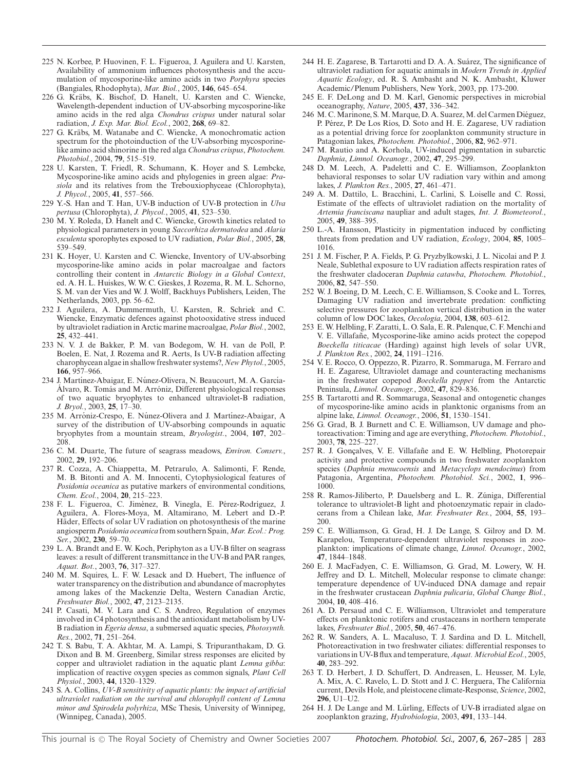225 N. Korbee, P. Huovinen, F. L. Figueroa, J. Aguilera and U. Karsten, Availability of ammonium influences photosynthesis and the accumulation of mycosporine-like amino acids in two *Porphyra* species (Bangiales, Rhodophyta), *Mar. Biol.*, 2005, **146**, 645–654.

226 G. Kräbs, K. Bischof, D. Hanelt, U. Karsten and C. Wiencke, Wavelength-dependent induction of UV-absorbing mycosporine-like amino acids in the red alga *Chondrus crispus* under natural solar radiation, *J. Exp. Mar. Biol. Ecol.*, 2002, **268**, 69–82.

227 G. Kräbs, M. Watanabe and C. Wiencke, A monochromatic action spectrum for the photoinduction of the UV-absorbing mycosporine-like amino acid shinorine in the red alga *Chondrus crispus*, *Photochem. Photobiol.*, 2004, **79**, 515–519.

228 U. Karsten, T. Friedl, R. Schumann, K. Hoyer and S. Lembcke, Mycosporine-like amino acids and phylogenies in green algae: *Prasiola* and its relatives from the Trebouxiophyceae (Chlorophyta), *J. Phycol.*, 2005, **41**, 557–566.

229 Y.-S. Han and T. Han, UV-B induction of UV-B protection in *Ulva pertusa* (Chlorophyta), *J. Phycol.*, 2005, **41**, 523–530.

230 M. Y. Roleda, D. Hanelt and C. Wiencke, Growth kinetics related to physiological parameters in young *Saccorhiza dermatodea* and *Alaria esculenta* sporophytes exposed to UV radiation, *Polar Biol.*, 2005, **28**, 539–549.

231 K. Hoyer, U. Karsten and C. Wiencke, Inventory of UV-absorbing mycosporine-like amino acids in polar macroalgae and factors controlling their content in *Antarctic Biology in a Global Context*, ed. A. H. L. Huiskes, W. W. C. Gieskes, J. Rozema, R. M. L. Schorno, S. M. van der Vies and W. J. Wolff, Backhuys Publishers, Leiden, The Netherlands, 2003, pp. 56–62.

232 J. Aguilera, A. Dummermuth, U. Karsten, R. Schriek and C. Wiencke, Enzymatic defences against photooxidative stress induced by ultraviolet radiation in Arctic marine macroalgae, *Polar Biol.*, 2002, **25**, 432–441.

233 N. V. J. de Bakker, P. M. van Bodegom, W. H. van de Poll, P. Boelen, E. Nat, J. Rozema and R. Aerts, Is UV-B radiation affecting charophycean algae in shallow freshwater systems?, *New Phytol.*, 2005, **166**, 957–966.

234 J. Martínez-Abaigar, E. Núnez-Olivera, N. Beaucourt, M. A. García-Álvaro, R. Tomás and M. Arróniz, Different physiological responses of two aquatic bryophytes to enhanced ultraviolet-B radiation, *J. Bryol.*, 2003, **25**, 17–30.

235 M. Arróniz-Crespo, E. Núnez-Olivera and J. Martínez-Abaigar, A survey of the distribution of UV-absorbing compounds in aquatic bryophytes from a mountain stream, *Bryologist.*, 2004, **107**, 202–208.

236 C. M. Duarte, The future of seagrass meadows, *Environ. Conserv.*, 2002, **29**, 192–206.

237 R. Cozza, A. Chiappetta, M. Petrarulo, A. Salimonti, F. Rende, M. B. Bitonti and A. M. Innocenti, Cytophysiological features of *Posidonia oceanica* as putative markers of environmental conditions, *Chem. Ecol.*, 2004, **20**, 215–223.

238 F. L. Figueroa, C. Jiménez, B. Vinegla, E. Pérez-Rodríguez, J. Aguilera, A. Flores-Moya, M. Altamirano, M. Lebert and D.-P. Häder, Effects of solar UV radiation on photosynthesis of the marine angiosperm *Posidonia oceanica* from southern Spain, *Mar. Ecol.: Prog. Ser.*, 2002, **230**, 59–70.

239 L. A. Brandt and E. W. Koch, Periphyton as a UV-B filter on seagrass leaves: a result of different transmittance in the UV-B and PAR ranges, *Aquat. Bot.*, 2003, **76**, 317–327.

240 M. M. Squires, L. F. W. Lesack and D. Huebert, The influence of water transparency on the distribution and abundance of macrophytes among lakes of the Mackenzie Delta, Western Canadian Arctic, *Freshwater Biol.*, 2002, **47**, 2123–2135.

241 P. Casati, M. V. Lara and C. S. Andreo, Regulation of enzymes involved in C4 photosynthesis and the antioxidant metabolism by UV-B radiation in *Egeria densa*, a submersed aquatic species, *Photosynth. Res.*, 2002, **71**, 251–264.

242 T. S. Babu, T. A. Akhtar, M. A. Lampi, S. Tripuranthakam, D. G. Dixon and B. M. Greenberg, Similar stress responses are elicited by copper and ultraviolet radiation in the aquatic plant *Lemna gibba*: implication of reactive oxygen species as common signals, *Plant Cell Physiol.*, 2003, **44**, 1320–1329.

243 S. A. Collins, *UV-B sensitivity of aquatic plants: the impact of artificial ultraviolet radiation on the survival and chlorophyll content of Lemna minor and Spirodela polyrhiza*, MSc Thesis, University of Winnipeg, (Winnipeg, Canada), 2005.

244 H. E. Zagarese, B. Tartarotti and D. A. A. Suárez, The significance of ultraviolet radiation for aquatic animals in *Modern Trends in Applied Aquatic Ecology*, ed. R. S. Ambasht and N. K. Ambasht, Kluwer Academic/Plenum Publishers, New York, 2003, pp. 173-200.

245 E. F. DeLong and D. M. Karl, Genomic perspectives in microbial oceanography, *Nature*, 2005, **437**, 336–342.

246 M. C. Marinone, S. M. Marque, D. A. Suarez, M. del Carmen Diéguez, P. Pérez, P. De Los Ríos, D. Soto and H. E. Zagarese, UV radiation as a potential driving force for zooplankton community structure in Patagonian lakes, *Photochem. Photobiol.*, 2006, **82**, 962–971.

247 M. Rautio and A. Korhola, UV-induced pigmentation in subarctic *Daphnia*, *Limnol. Oceanogr.*, 2002, **47**, 295–299.

248 D. M. Leech, A. Padeletti and C. E. Williamson, Zooplankton behavioral responses to solar UV radiation vary within and among lakes, *J. Plankton Res.*, 2005, **27**, 461–471.

249 A. M. Dattilo, L. Bracchini, L. Carlini, S. Loiselle and C. Rossi, Estimate of the effects of ultraviolet radiation on the mortality of *Artemia franciscana* naupliar and adult stages, *Int. J. Biometeorol.*, 2005, **49**, 388–395.

250 L.-A. Hansson, Plasticity in pigmentation induced by conflicting threats from predation and UV radiation, *Ecology*, 2004, **85**, 1005–1016.

251 J. M. Fischer, P. A. Fields, P. G. Pryzbylkowski, J. L. Nicolai and P. J. Neale, Sublethal exposure to UV radiation affects respiration rates of the freshwater cladoceran *Daphnia catawba*, *Photochem. Photobiol.*, 2006, **82**, 547–550.

252 W. J. Boeing, D. M. Leech, C. E. Williamson, S. Cooke and L. Torres, Damaging UV radiation and invertebrate predation: conflicting selective pressures for zooplankton vertical distribution in the water column of low DOC lakes, *Oecologia*, 2004, **138**, 603–612.

253 E. W. Helbling, F. Zaratti, L. O. Sala, E. R. Palenque, C. F. Menchi and V. E. Villafañe, Mycosporine-like amino acids protect the copepod *Boeckella titicacae* (Harding) against high levels of solar UVR, *J. Plankton Res.*, 2002, **24**, 1191–1216.

254 V. E. Rocco, O. Oppezzo, R. Pizarro, R. Sommaruga, M. Ferraro and H. E. Zagarese, Ultraviolet damage and counteracting mechanisms in the freshwater copepod *Boeckella poppei* from the Antarctic Peninsula, *Limnol. Oceanogr.*, 2002, **47**, 829–836.

255 B. Tartarotti and R. Sommaruga, Seasonal and ontogenetic changes of mycosporine-like amino acids in planktonic organisms from an alpine lake, *Limnol. Oceanogr.*, 2006, **51**, 1530–1541.

256 G. Grad, B. J. Burnett and C. E. Williamson, UV damage and photoreactivation: Timing and age are everything, *Photochem. Photobiol.*, 2003, **78**, 225–227.

257 R. J. Gonçalves, V. E. Villafañe and E. W. Helbling, Photorepair activity and protective compounds in two freshwater zooplankton species (*Daphnia menucoensis* and *Metacyclops mendocinus*) from Patagonia, Argentina, *Photochem. Photobiol. Sci.*, 2002, **1**, 996–1000.

258 R. Ramos-Jiliberto, P. Dauelsberg and L. R. Zúniga, Differential tolerance to ultraviolet-B light and photoenzymatic repair in cladocerans from a Chilean lake, *Mar. Freshwater Res.*, 2004, **55**, 193–200.

259 C. E. Williamson, G. Grad, H. J. De Lange, S. Gilroy and D. M. Karapelou, Temperature-dependent ultraviolet responses in zooplankton: implications of climate change, *Limnol. Oceanogr.*, 2002, **47**, 1844–1848.

260 E. J. MacFadyen, C. E. Williamson, G. Grad, M. Lowery, W. H. Jeffrey and D. L. Mitchell, Molecular response to climate change: temperature dependence of UV-induced DNA damage and repair in the freshwater crustacean *Daphnia pulicaria*, *Global Change Biol.*, 2004, **10**, 408–416.

261 A. D. Persaud and C. E. Williamson, Ultraviolet and temperature effects on planktonic rotifers and crustaceans in northern temperate lakes, *Freshwater Biol.*, 2005, **50**, 467–476.

262 R. W. Sanders, A. L. Macaluso, T. J. Sardina and D. L. Mitchell, Photoreactivation in two freshwater ciliates: differential responses to variations in UV-B flux and temperature, *Aquat. Microbial Ecol.*, 2005, **40**, 283–292.

263 T. D. Herbert, J. D. Schuffert, D. Andreasen, L. Heusser, M. Lyle, A. Mix, A. C. Ravelo, L. D. Stott and J. C. Herguera, The California current, Devils Hole, and pleistocene climate-Response, *Science*, 2002, **296**, U1–U2.

264 H. J. De Lange and M. Lürling, Effects of UV-B irradiated algae on zooplankton grazing, *Hydrobiologia*, 2003, **491**, 133–144.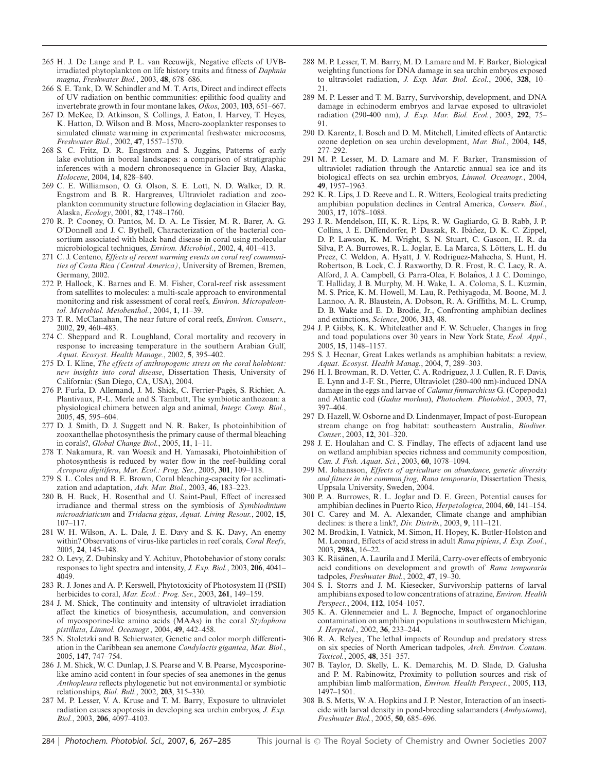265 H. J. De Lange and P. L. van Reeuwijk, Negative effects of UVB-irradiated phytoplankton on life history traits and fitness of *Daphnia magna*, *Freshwater Biol.*, 2003, **48**, 678–686.

266 S. E. Tank, D. W. Schindler and M. T. Arts, Direct and indirect effects of UV radiation on benthic communities: epilithic food quality and invertebrate growth in four montane lakes, *Oikos*, 2003, **103**, 651–667.

267 D. McKee, D. Atkinson, S. Collings, J. Eaton, I. Harvey, T. Heyes, K. Hatton, D. Wilson and B. Moss, Macro-zooplankter responses to simulated climate warming in experimental freshwater microcosms, *Freshwater Biol.*, 2002, **47**, 1557–1570.

268 S. C. Fritz, D. R. Engstrom and S. Juggins, Patterns of early lake evolution in boreal landscapes: a comparison of stratigraphic inferences with a modern chronosequence in Glacier Bay, Alaska, *Holocene*, 2004, **14**, 828–840.

269 C. E. Williamson, O. G. Olson, S. E. Lott, N. D. Walker, D. R. Engstrom and B. R. Hargreaves, Ultraviolet radiation and zooplankton community structure following deglaciation in Glacier Bay, Alaska, *Ecology*, 2001, **82**, 1748–1760.

270 R. P. Cooney, O. Pantos, M. D. A. Le Tissier, M. R. Barer, A. G. O'Donnell and J. C. Bythell, Characterization of the bacterial consortium associated with black band disease in coral using molecular microbiological techniques, *Environ. Microbiol.*, 2002, **4**, 401–413.

271 C. J. Centeno, *Effects of recent warming events on coral reef communities of Costa Rica (Central America)*, University of Bremen, Bremen, Germany, 2002.

272 P. Hallock, K. Barnes and E. M. Fisher, Coral-reef risk assessment from satellites to molecules: a multi-scale approach to environmental monitoring and risk assessment of coral reefs, *Environ. Micropaleontol. Microbiol. Meiobenthol.*, 2004, **1**, 11–39.

273 T. R. McClanahan, The near future of coral reefs, *Environ. Conserv.*, 2002, **29**, 460–483.

274 C. Sheppard and R. Loughland, Coral mortality and recovery in response to increasing temperature in the southern Arabian Gulf, *Aquat. Ecosyst. Health Manage.*, 2002, **5**, 395–402.

275 D. I. Kline, *The effects of anthropogenic stress on the coral holobiont: new insights into coral disease*, Dissertation Thesis, University of California: (San Diego, CA, USA), 2004.

276 P. Furla, D. Allemand, J. M. Shick, C. Ferrier-Pagès, S. Richier, A. Plantivaux, P.-L. Merle and S. Tambutt, The symbiotic anthozoan: a physiological chimera between alga and animal, *Integr. Comp. Biol.*, 2005, **45**, 595–604.

277 D. J. Smith, D. J. Suggett and N. R. Baker, Is photoinhibition of zooxanthellae photosynthesis the primary cause of thermal bleaching in corals?, *Global Change Biol.*, 2005, **11**, 1–11.

278 T. Nakamura, R. van Woesik and H. Yamasaki, Photoinhibition of photosynthesis is reduced by water flow in the reef-building coral *Acropora digitifera*, *Mar. Ecol.: Prog. Ser.*, 2005, **301**, 109–118.

279 S. L. Coles and B. E. Brown, Coral bleaching-capacity for acclimatization and adaptation, *Adv. Mar. Biol.*, 2003, **46**, 183–223.

280 B. H. Buck, H. Rosenthal and U. Saint-Paul, Effect of increased irradiance and thermal stress on the symbiosis of *Symbiodinium microadriaticum* and *Tridacna gigas*, *Aquat. Living Resour.*, 2002, **15**, 107–117.

281 W. H. Wilson, A. L. Dale, J. E. Davy and S. K. Davy, An enemy within? Observations of virus-like particles in reef corals, *Coral Reefs*, 2005, **24**, 145–148.

282 O. Levy, Z. Dubinsky and Y. Achituv, Photobehavior of stony corals: responses to light spectra and intensity, *J. Exp. Biol.*, 2003, **206**, 4041–4049.

283 R. J. Jones and A. P. Kerswell, Phytotoxicity of Photosystem II (PSII) herbicides to coral, *Mar. Ecol.: Prog. Ser.*, 2003, **261**, 149–159.

284 J. M. Shick, The continuity and intensity of ultraviolet irradiation affect the kinetics of biosynthesis, accumulation, and conversion of mycosporine-like amino acids (MAAs) in the coral *Stylophora pistillata*, *Limnol. Oceanogr.*, 2004, **49**, 442–458.

285 N. Stoletzki and B. Schierwater, Genetic and color morph differentiation in the Caribbean sea anemone *Condylactis gigantea*, *Mar. Biol.*, 2005, **147**, 747–754.

286 J. M. Shick, W. C. Dunlap, J. S. Pearse and V. B. Pearse, Mycosporine-like amino acid content in four species of sea anemones in the genus *Anthopleura* reflects phylogenetic but not environmental or symbiotic relationships, *Biol. Bull.*, 2002, **203**, 315–330.

287 M. P. Lesser, V. A. Kruse and T. M. Barry, Exposure to ultraviolet radiation causes apoptosis in developing sea urchin embryos, *J. Exp. Biol.*, 2003, **206**, 4097–4103.

288 M. P. Lesser, T. M. Barry, M. D. Lamare and M. F. Barker, Biological weighting functions for DNA damage in sea urchin embryos exposed to ultraviolet radiation, *J. Exp. Mar. Biol. Ecol.*, 2006, **328**, 10–21.

289 M. P. Lesser and T. M. Barry, Survivorship, development, and DNA damage in echinoderm embryos and larvae exposed to ultraviolet radiation (290-400 nm), *J. Exp. Mar. Biol. Ecol.*, 2003, **292**, 75–91.

290 D. Karentz, I. Bosch and D. M. Mitchell, Limited effects of Antarctic ozone depletion on sea urchin development, *Mar. Biol.*, 2004, **145**, 277–292.

291 M. P. Lesser, M. D. Lamare and M. F. Barker, Transmission of ultraviolet radiation through the Antarctic annual sea ice and its biological effects on sea urchin embryos, *Limnol. Oceanogr.*, 2004, **49**, 1957–1963.

292 K. R. Lips, J. D. Reeve and L. R. Witters, Ecological traits predicting amphibian population declines in Central America, *Conserv. Biol.*, 2003, **17**, 1078–1088.

293 J. R. Mendelson, III, K. R. Lips, R. W. Gagliardo, G. B. Rabb, J. P. Collins, J. E. Diffendorfer, P. Daszak, R. Ibáñez, D. K. C. Zippel, D. P. Lawson, K. M. Wright, S. N. Stuart, C. Gascon, H. R. da Silva, P. A. Burrowes, R. L. Joglar, E. La Marca, S. Lötters, L. H. du Preez, C. Weldon, A. Hyatt, J. V. Rodriguez-Mahecha, S. Hunt, H. Robertson, B. Lock, C. J. Raxworthy, D. R. Frost, R. C. Lacy, R. A. Alford, J. A. Campbell, G. Parra-Olea, F. Bolaños, J. J. C. Domingo, T. Halliday, J. B. Murphy, M. H. Wake, L. A. Coloma, S. L. Kuzmin, M. S. Price, K. M. Howell, M. Lau, R. Pethiyagoda, M. Boone, M. J. Lannoo, A. R. Blaustein, A. Dobson, R. A. Griffiths, M. L. Crump, D. B. Wake and E. D. Brodie, Jr., Confronting amphibian declines and extinctions, *Science*, 2006, **313**, 48.

294 J. P. Gibbs, K. K. Whiteleather and F. W. Schueler, Changes in frog and toad populations over 30 years in New York State, *Ecol. Appl.*, 2005, **15**, 1148–1157.

295 S. J. Hecnar, Great Lakes wetlands as amphibian habitats: a review, *Aquat. Ecosyst. Health Manag.*, 2004, **7**, 289–303.

296 H. I. Browman, R. D. Vetter, C. A. Rodriguez, J. J. Cullen, R. F. Davis, E. Lynn and J.-F. St., Pierre, Ultraviolet (280-400 nm)-induced DNA damage in the eggs and larvae of *Calanus finmarchicus* G. (Copepoda) and Atlantic cod (*Gadus morhua*), *Photochem. Photobiol.*, 2003, **77**, 397–404.

297 D. Hazell, W. Osborne and D. Lindenmayer, Impact of post-European stream change on frog habitat: southeastern Australia, *Biodiver. Conser.*, 2003, **12**, 301–320.

298 J. E. Houlahan and C. S. Findlay, The effects of adjacent land use on wetland amphibian species richness and community composition, *Can. J. Fish. Aquat. Sci.*, 2003, **60**, 1078–1094.

299 M. Johansson, *Effects of agriculture on abundance, genetic diversity and fitness in the common frog, Rana temporaria*, Dissertation Thesis, Uppsala University, Sweden, 2004.

300 P. A. Burrowes, R. L. Joglar and D. E. Green, Potential causes for amphibian declines in Puerto Rico, *Herpetologica*, 2004, **60**, 141–154.

301 C. Carey and M. A. Alexander, Climate change and amphibian declines: is there a link?, *Div. Distrib.*, 2003, **9**, 111–121.

302 M. Brodkin, I. Vatnick, M. Simon, H. Hopey, K. Butler-Holston and M. Leonard, Effects of acid stress in adult *Rana pipiens*, *J. Exp. Zool.*, 2003, **298A**, 16–22.

303 K. Räsänen, A. Laurila and J. Merilä, Carry-over effects of embryonic acid conditions on development and growth of *Rana temporaria* tadpoles, *Freshwater Biol.*, 2002, **47**, 19–30.

304 S. I. Storrs and J. M. Kiesecker, Survivorship patterns of larval amphibians exposed to low concentrations of atrazine, *Environ. Health Perspect.*, 2004, **112**, 1054–1057.

305 K. A. Glennemeier and L. J. Begnoche, Impact of organochlorine contamination on amphibian populations in southwestern Michigan, *J. Herpetol.*, 2002, **36**, 233–244.

306 R. A. Relyea, The lethal impacts of Roundup and predatory stress on six species of North American tadpoles, *Arch. Environ. Contam. Toxicol.*, 2005, **48**, 351–357.

307 B. Taylor, D. Skelly, L. K. Demarchis, M. D. Slade, D. Galusha and P. M. Rabinowitz, Proximity to pollution sources and risk of amphibian limb malformation, *Environ. Health Perspect.*, 2005, **113**, 1497–1501.

308 B. S. Metts, W. A. Hopkins and J. P. Nestor, Interaction of an insecticide with larval density in pond-breeding salamanders (*Ambystoma*), *Freshwater Biol.*, 2005, **50**, 685–696.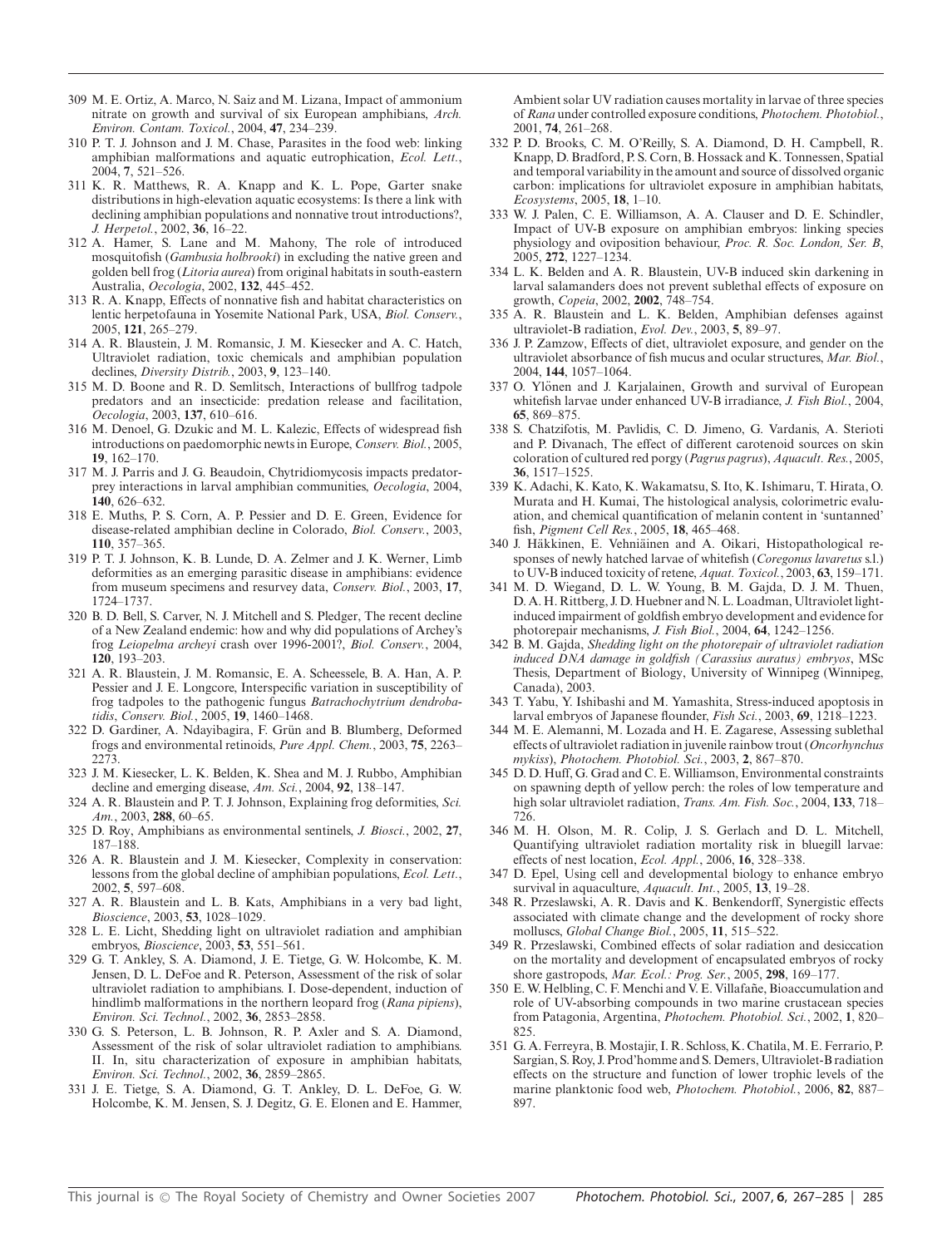309 M. E. Ortiz, A. Marco, N. Saiz and M. Lizana, Impact of ammonium nitrate on growth and survival of six European amphibians, *Arch. Environ. Contam. Toxicol.*, 2004, **47**, 234–239.

310 P. T. J. Johnson and J. M. Chase, Parasites in the food web: linking amphibian malformations and aquatic eutrophication, *Ecol. Lett.*, 2004, **7**, 521–526.

311 K. R. Matthews, R. A. Knapp and K. L. Pope, Garter snake distributions in high-elevation aquatic ecosystems: Is there a link with declining amphibian populations and nonnative trout introductions?, *J. Herpetol.*, 2002, **36**, 16–22.

312 A. Hamer, S. Lane and M. Mahony, The role of introduced mosquitofish (*Gambusia holbrooki*) in excluding the native green and golden bell frog (*Litoria aurea*) from original habitats in south-eastern Australia, *Oecologia*, 2002, **132**, 445–452.

313 R. A. Knapp, Effects of nonnative fish and habitat characteristics on lentic herpetofauna in Yosemite National Park, USA, *Biol. Conserv.*, 2005, **121**, 265–279.

314 A. R. Blaustein, J. M. Romansic, J. M. Kiesecker and A. C. Hatch, Ultraviolet radiation, toxic chemicals and amphibian population declines, *Diversity Distrib.*, 2003, **9**, 123–140.

315 M. D. Boone and R. D. Semlitsch, Interactions of bullfrog tadpole predators and an insecticide: predation release and facilitation, *Oecologia*, 2003, **137**, 610–616.

316 M. Denoel, G. Dzukic and M. L. Kalezic, Effects of widespread fish introductions on paedomorphic newts in Europe, *Conserv. Biol.*, 2005, **19**, 162–170.

317 M. J. Parris and J. G. Beaudoin, Chytridiomycosis impacts predator-prey interactions in larval amphibian communities, *Oecologia*, 2004, **140**, 626–632.

318 E. Muths, P. S. Corn, A. P. Pessier and D. E. Green, Evidence for disease-related amphibian decline in Colorado, *Biol. Conserv.*, 2003, **110**, 357–365.

319 P. T. J. Johnson, K. B. Lunde, D. A. Zelmer and J. K. Werner, Limb deformities as an emerging parasitic disease in amphibians: evidence from museum specimens and resurvey data, *Conserv. Biol.*, 2003, **17**, 1724–1737.

320 B. D. Bell, S. Carver, N. J. Mitchell and S. Pledger, The recent decline of a New Zealand endemic: how and why did populations of Archey's frog *Leiopelma archeyi* crash over 1996-2001?, *Biol. Conserv.*, 2004, **120**, 193–203.

321 A. R. Blaustein, J. M. Romansic, E. A. Scheessele, B. A. Han, A. P. Pessier and J. E. Longcore, Interspecific variation in susceptibility of frog tadpoles to the pathogenic fungus *Batrachochytrium dendrobatidis*, *Conserv. Biol.*, 2005, **19**, 1460–1468.

322 D. Gardiner, A. Ndayibagira, F. Grün and B. Blumberg, Deformed frogs and environmental retinoids, *Pure Appl. Chem.*, 2003, **75**, 2263–2273.

323 J. M. Kiesecker, L. K. Belden, K. Shea and M. J. Rubbo, Amphibian decline and emerging disease, *Am. Sci.*, 2004, **92**, 138–147.

324 A. R. Blaustein and P. T. J. Johnson, Explaining frog deformities, *Sci. Am.*, 2003, **288**, 60–65.

325 D. Roy, Amphibians as environmental sentinels, *J. Biosci.*, 2002, **27**, 187–188.

326 A. R. Blaustein and J. M. Kiesecker, Complexity in conservation: lessons from the global decline of amphibian populations, *Ecol. Lett.*, 2002, **5**, 597–608.

327 A. R. Blaustein and L. B. Kats, Amphibians in a very bad light, *Bioscience*, 2003, **53**, 1028–1029.

328 L. E. Licht, Shedding light on ultraviolet radiation and amphibian embryos, *Bioscience*, 2003, **53**, 551–561.

329 G. T. Ankley, S. A. Diamond, J. E. Tietge, G. W. Holcombe, K. M. Jensen, D. L. DeFoe and R. Peterson, Assessment of the risk of solar ultraviolet radiation to amphibians. I. Dose-dependent, induction of hindlimb malformations in the northern leopard frog (*Rana pipiens*), *Environ. Sci. Technol.*, 2002, **36**, 2853–2858.

330 G. S. Peterson, L. B. Johnson, R. P. Axler and S. A. Diamond, Assessment of the risk of solar ultraviolet radiation to amphibians. II. In, situ characterization of exposure in amphibian habitats, *Environ. Sci. Technol.*, 2002, **36**, 2859–2865.

331 J. E. Tietge, S. A. Diamond, G. T. Ankley, D. L. DeFoe, G. W. Holcombe, K. M. Jensen, S. J. Degitz, G. E. Elonen and E. Hammer, Ambient solar UV radiation causes mortality in larvae of three species of *Rana* under controlled exposure conditions, *Photochem. Photobiol.*, 2001, **74**, 261–268.

332 P. D. Brooks, C. M. O'Reilly, S. A. Diamond, D. H. Campbell, R. Knapp, D. Bradford, P. S. Corn, B. Hossack and K. Tonnessen, Spatial and temporal variability in the amount and source of dissolved organic carbon: implications for ultraviolet exposure in amphibian habitats, *Ecosystems*, 2005, **18**, 1–10.

333 W. J. Palen, C. E. Williamson, A. A. Clauser and D. E. Schindler, Impact of UV-B exposure on amphibian embryos: linking species physiology and oviposition behaviour, *Proc. R. Soc. London, Ser. B*, 2005, **272**, 1227–1234.

334 L. K. Belden and A. R. Blaustein, UV-B induced skin darkening in larval salamanders does not prevent sublethal effects of exposure on growth, *Copeia*, 2002, **2002**, 748–754.

335 A. R. Blaustein and L. K. Belden, Amphibian defenses against ultraviolet-B radiation, *Evol. Dev.*, 2003, **5**, 89–97.

336 J. P. Zamzow, Effects of diet, ultraviolet exposure, and gender on the ultraviolet absorbance of fish mucus and ocular structures, *Mar. Biol.*, 2004, **144**, 1057–1064.

337 O. Ylönen and J. Karjalainen, Growth and survival of European whitefish larvae under enhanced UV-B irradiance, *J. Fish Biol.*, 2004, **65**, 869–875.

338 S. Chatzifotis, M. Pavlidis, C. D. Jimeno, G. Vardanis, A. Sterioti and P. Divanach, The effect of different carotenoid sources on skin coloration of cultured red porgy (*Pagrus pagrus*), *Aquacult. Res.*, 2005, **36**, 1517–1525.

339 K. Adachi, K. Kato, K. Wakamatsu, S. Ito, K. Ishimaru, T. Hirata, O. Murata and H. Kumai, The histological analysis, colorimetric evaluation, and chemical quantification of melanin content in 'suntanned' fish, *Pigment Cell Res.*, 2005, **18**, 465–468.

340 J. Häkkinen, E. Vehniäinen and A. Oikari, Histopathological responses of newly hatched larvae of whitefish (*Coregonus lavaretus* s.l.) to UV-B induced toxicity of retene, *Aquat. Toxicol.*, 2003, **63**, 159–171.

341 M. D. Wiegand, D. L. W. Young, B. M. Gajda, D. J. M. Thuen, D. A. H. Rittberg, J. D. Huebner and N. L. Loadman, Ultraviolet light-induced impairment of goldfish embryo development and evidence for photorepair mechanisms, *J. Fish Biol.*, 2004, **64**, 1242–1256.

342 B. M. Gajda, *Shedding light on the photorepair of ultraviolet radiation induced DNA damage in goldfish (Carassius auratus) embryos*, MSc Thesis, Department of Biology, University of Winnipeg (Winnipeg, Canada), 2003.

343 T. Yabu, Y. Ishibashi and M. Yamashita, Stress-induced apoptosis in larval embryos of Japanese flounder, *Fish Sci.*, 2003, **69**, 1218–1223.

344 M. E. Alemanni, M. Lozada and H. E. Zagarese, Assessing sublethal effects of ultraviolet radiation in juvenile rainbow trout (*Oncorhynchus mykiss*), *Photochem. Photobiol. Sci.*, 2003, **2**, 867–870.

345 D. D. Huff, G. Grad and C. E. Williamson, Environmental constraints on spawning depth of yellow perch: the roles of low temperature and high solar ultraviolet radiation, *Trans. Am. Fish. Soc.*, 2004, **133**, 718–726.

346 M. H. Olson, M. R. Colip, J. S. Gerlach and D. L. Mitchell, Quantifying ultraviolet radiation mortality risk in bluegill larvae: effects of nest location, *Ecol. Appl.*, 2006, **16**, 328–338.

347 D. Epel, Using cell and developmental biology to enhance embryo survival in aquaculture, *Aquacult. Int.*, 2005, **13**, 19–28.

348 R. Przeslawski, A. R. Davis and K. Benkendorff, Synergistic effects associated with climate change and the development of rocky shore molluscs, *Global Change Biol.*, 2005, **11**, 515–522.

349 R. Przeslawski, Combined effects of solar radiation and desiccation on the mortality and development of encapsulated embryos of rocky shore gastropods, *Mar. Ecol.: Prog. Ser.*, 2005, **298**, 169–177.

350 E. W. Helbling, C. F. Menchi and V. E. Villafañe, Bioaccumulation and role of UV-absorbing compounds in two marine crustacean species from Patagonia, Argentina, *Photochem. Photobiol. Sci.*, 2002, **1**, 820–825.

351 G. A. Ferreyra, B. Mostajir, I. R. Schloss, K. Chatila, M. E. Ferrario, P. Sargian, S. Roy, J. Prod'homme and S. Demers, Ultraviolet-B radiation effects on the structure and function of lower trophic levels of the marine planktonic food web, *Photochem. Photobiol.*, 2006, **82**, 887–897.